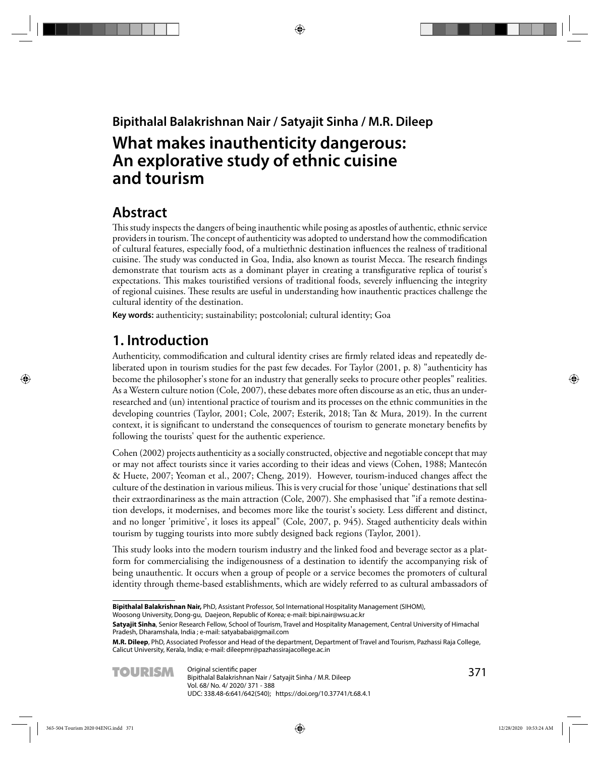**Bipithalal Balakrishnan Nair / Satyajit Sinha / M.R. Dileep**

# What makes inauthenticity dangerous: An explorative study of ethnic cuisine and tourism

## Abstract

This study inspects the dangers of being inauthentic while posing as apostles of authentic, ethnic service providers in tourism. The concept of authenticity was adopted to understand how the commodification of cultural features, especially food, of a multiethnic destination influences the realness of traditional cuisine. The study was conducted in Goa, India, also known as tourist Mecca. The research findings demonstrate that tourism acts as a dominant player in creating a transfigurative replica of tourist's expectations. This makes touristified versions of traditional foods, severely influencing the integrity of regional cuisines. These results are useful in understanding how inauthentic practices challenge the cultural identity of the destination.

**Key words:** authenticity; sustainability; postcolonial; cultural identity; Goa

## 1. Introduction

Authenticity, commodification and cultural identity crises are firmly related ideas and repeatedly deliberated upon in tourism studies for the past few decades. For Taylor (2001, p. 8) "authenticity has become the philosopher's stone for an industry that generally seeks to procure other peoples" realities. As a Western culture notion (Cole, 2007), these debates more often discourse as an etic, thus an under-researched and (un) intentional practice of tourism and its processes on the ethnic communities in the developing countries (Taylor, 2001; Cole, 2007; Esterik, 2018; Tan & Mura, 2019). In the current context, it is significant to understand the consequences of tourism to generate monetary benefits by following the tourists' quest for the authentic experience.

Cohen (2002) projects authenticity as a socially constructed, objective and negotiable concept that may or may not affect tourists since it varies according to their ideas and views (Cohen, 1988; Mantecón & Huete, 2007; Yeoman et al., 2007; Cheng, 2019). However, tourism-induced changes affect the culture of the destination in various milieus. This is very crucial for those 'unique' destinations that sell their extraordinariness as the main attraction (Cole, 2007). She emphasised that "if a remote destination develops, it modernises, and becomes more like the tourist's society. Less different and distinct, and no longer 'primitive', it loses its appeal" (Cole, 2007, p. 945). Staged authenticity deals within tourism by tugging tourists into more subtly designed back regions (Taylor, 2001).

This study looks into the modern tourism industry and the linked food and beverage sector as a platform for commercialising the indigenousness of a destination to identify the accompanying risk of being unauthentic. It occurs when a group of people or a service becomes the promoters of cultural identity through theme-based establishments, which are widely referred to as cultural ambassadors of

---

**Bipithalal Balakrishnan Nair,** PhD, Assistant Professor, Sol International Hospitality Management (SIHOM), Woosong University, Dong-gu, Daejeon, Republic of Korea; e-mail: bipi.nair@wsu.ac.kr

**Satyajit Sinha**, Senior Research Fellow, School of Tourism, Travel and Hospitality Management, Central University of Himachal Pradesh, Dharamshala, India ; e-mail: satyababai@gmail.com

**M.R. Dileep**, PhD, Associated Professor and Head of the department, Department of Travel and Tourism, Pazhassi Raja College, Calicut University, Kerala, India; e-mail: dileepmr@pazhassirajacollege.ac.in

Original scientific paper
UDC: 338.48-6:641/642(540); https://doi.org/10.37741/t.68.4.1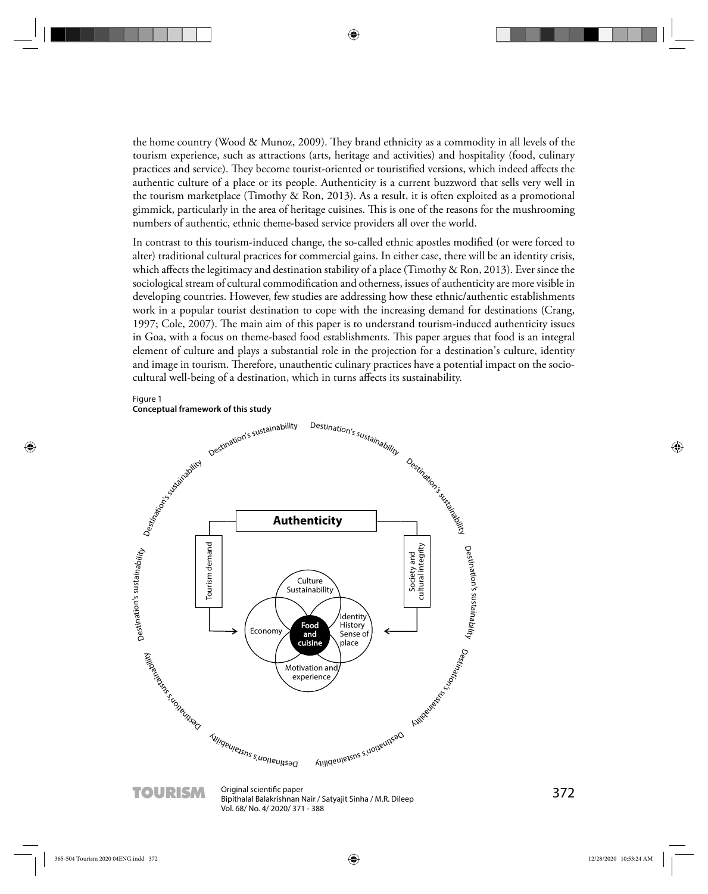the home country (Wood & Munoz, 2009). They brand ethnicity as a commodity in all levels of the tourism experience, such as attractions (arts, heritage and activities) and hospitality (food, culinary practices and service). They become tourist-oriented or touristified versions, which indeed affects the authentic culture of a place or its people. Authenticity is a current buzzword that sells very well in the tourism marketplace (Timothy & Ron, 2013). As a result, it is often exploited as a promotional gimmick, particularly in the area of heritage cuisines. This is one of the reasons for the mushrooming numbers of authentic, ethnic theme-based service providers all over the world.

In contrast to this tourism-induced change, the so-called ethnic apostles modified (or were forced to alter) traditional cultural practices for commercial gains. In either case, there will be an identity crisis, which affects the legitimacy and destination stability of a place (Timothy & Ron, 2013). Ever since the sociological stream of cultural commodification and otherness, issues of authenticity are more visible in developing countries. However, few studies are addressing how these ethnic/authentic establishments work in a popular tourist destination to cope with the increasing demand for destinations (Crang, 1997; Cole, 2007). The main aim of this paper is to understand tourism-induced authenticity issues in Goa, with a focus on theme-based food establishments. This paper argues that food is an integral element of culture and plays a substantial role in the projection for a destination's culture, identity and image in tourism. Therefore, unauthentic culinary practices have a potential impact on the socio-cultural well-being of a destination, which in turns affects its sustainability.

Figure 1
**Conceptual framework of this study**

Destination's sustainability

Authenticity

Tourism demand

Society and cultural integrity

Culture Sustainability

Economy

Food and cuisine

Identity History Sense of place

Motivation and experience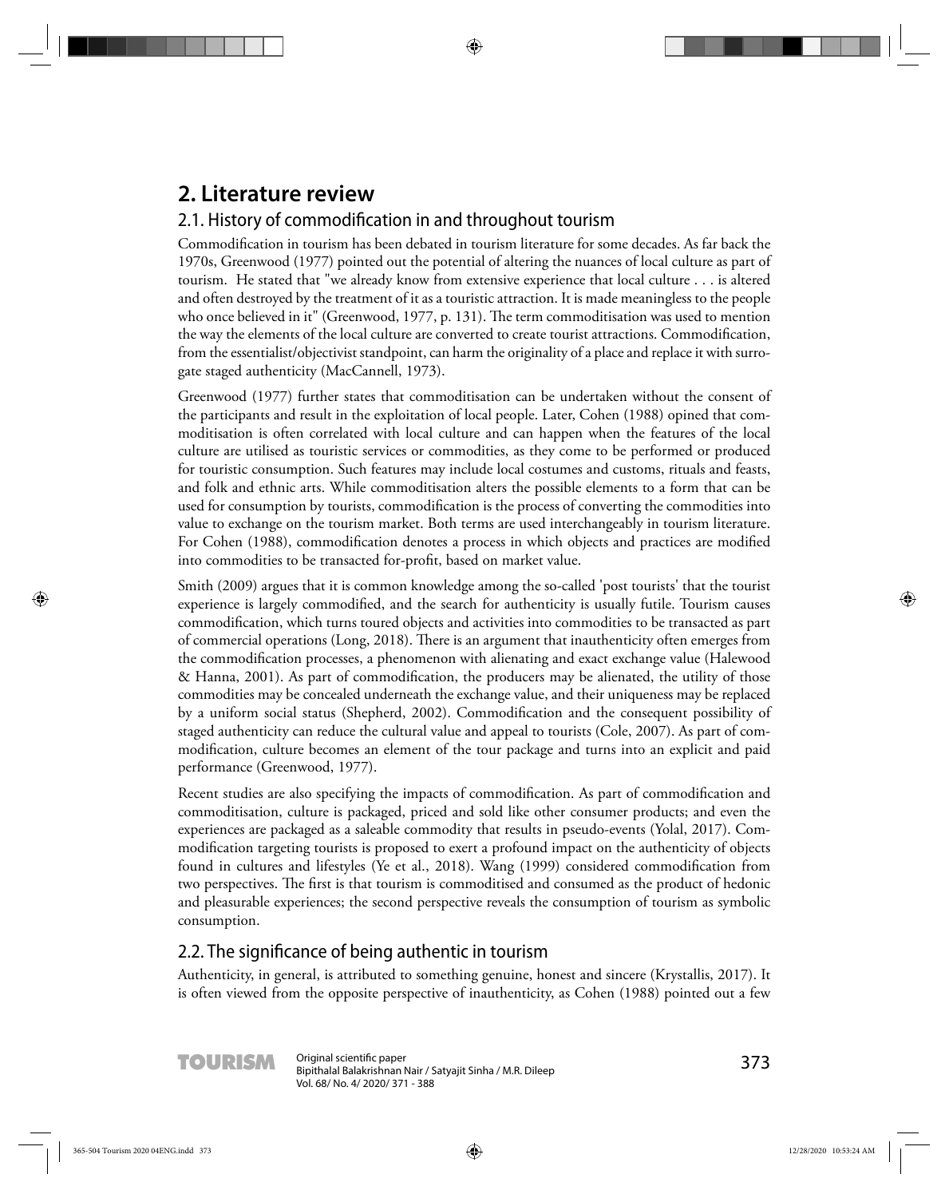# 2. Literature review

## 2.1. History of commodification in and throughout tourism

Commodification in tourism has been debated in tourism literature for some decades. As far back the 1970s, Greenwood (1977) pointed out the potential of altering the nuances of local culture as part of tourism. He stated that "we already know from extensive experience that local culture . . . is altered and often destroyed by the treatment of it as a touristic attraction. It is made meaningless to the people who once believed in it" (Greenwood, 1977, p. 131). The term commoditisation was used to mention the way the elements of the local culture are converted to create tourist attractions. Commodification, from the essentialist/objectivist standpoint, can harm the originality of a place and replace it with surrogate staged authenticity (MacCannell, 1973).

Greenwood (1977) further states that commoditisation can be undertaken without the consent of the participants and result in the exploitation of local people. Later, Cohen (1988) opined that commoditisation is often correlated with local culture and can happen when the features of the local culture are utilised as touristic services or commodities, as they come to be performed or produced for touristic consumption. Such features may include local costumes and customs, rituals and feasts, and folk and ethnic arts. While commoditisation alters the possible elements to a form that can be used for consumption by tourists, commodification is the process of converting the commodities into value to exchange on the tourism market. Both terms are used interchangeably in tourism literature. For Cohen (1988), commodification denotes a process in which objects and practices are modified into commodities to be transacted for-profit, based on market value.

Smith (2009) argues that it is common knowledge among the so-called 'post tourists' that the tourist experience is largely commodified, and the search for authenticity is usually futile. Tourism causes commodification, which turns toured objects and activities into commodities to be transacted as part of commercial operations (Long, 2018). There is an argument that inauthenticity often emerges from the commodification processes, a phenomenon with alienating and exact exchange value (Halewood & Hanna, 2001). As part of commodification, the producers may be alienated, the utility of those commodities may be concealed underneath the exchange value, and their uniqueness may be replaced by a uniform social status (Shepherd, 2002). Commodification and the consequent possibility of staged authenticity can reduce the cultural value and appeal to tourists (Cole, 2007). As part of commodification, culture becomes an element of the tour package and turns into an explicit and paid performance (Greenwood, 1977).

Recent studies are also specifying the impacts of commodification. As part of commodification and commoditisation, culture is packaged, priced and sold like other consumer products; and even the experiences are packaged as a saleable commodity that results in pseudo-events (Yolal, 2017). Commodification targeting tourists is proposed to exert a profound impact on the authenticity of objects found in cultures and lifestyles (Ye et al., 2018). Wang (1999) considered commodification from two perspectives. The first is that tourism is commoditised and consumed as the product of hedonic and pleasurable experiences; the second perspective reveals the consumption of tourism as symbolic consumption.

## 2.2. The significance of being authentic in tourism

Authenticity, in general, is attributed to something genuine, honest and sincere (Krystallis, 2017). It is often viewed from the opposite perspective of inauthenticity, as Cohen (1988) pointed out a few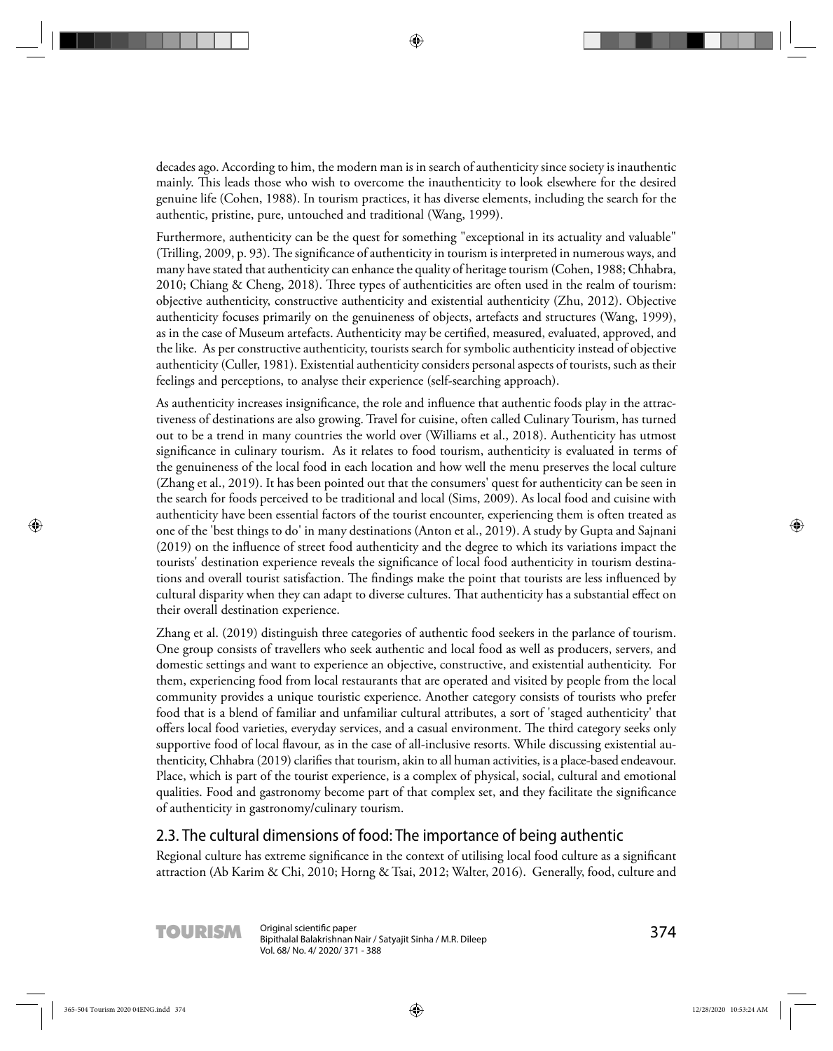decades ago. According to him, the modern man is in search of authenticity since society is inauthentic mainly. This leads those who wish to overcome the inauthenticity to look elsewhere for the desired genuine life (Cohen, 1988). In tourism practices, it has diverse elements, including the search for the authentic, pristine, pure, untouched and traditional (Wang, 1999).

Furthermore, authenticity can be the quest for something "exceptional in its actuality and valuable" (Trilling, 2009, p. 93). The significance of authenticity in tourism is interpreted in numerous ways, and many have stated that authenticity can enhance the quality of heritage tourism (Cohen, 1988; Chhabra, 2010; Chiang & Cheng, 2018). Three types of authenticities are often used in the realm of tourism: objective authenticity, constructive authenticity and existential authenticity (Zhu, 2012). Objective authenticity focuses primarily on the genuineness of objects, artefacts and structures (Wang, 1999), as in the case of Museum artefacts. Authenticity may be certified, measured, evaluated, approved, and the like. As per constructive authenticity, tourists search for symbolic authenticity instead of objective authenticity (Culler, 1981). Existential authenticity considers personal aspects of tourists, such as their feelings and perceptions, to analyse their experience (self-searching approach).

As authenticity increases insignificance, the role and influence that authentic foods play in the attractiveness of destinations are also growing. Travel for cuisine, often called Culinary Tourism, has turned out to be a trend in many countries the world over (Williams et al., 2018). Authenticity has utmost significance in culinary tourism. As it relates to food tourism, authenticity is evaluated in terms of the genuineness of the local food in each location and how well the menu preserves the local culture (Zhang et al., 2019). It has been pointed out that the consumers' quest for authenticity can be seen in the search for foods perceived to be traditional and local (Sims, 2009). As local food and cuisine with authenticity have been essential factors of the tourist encounter, experiencing them is often treated as one of the 'best things to do' in many destinations (Anton et al., 2019). A study by Gupta and Sajnani (2019) on the influence of street food authenticity and the degree to which its variations impact the tourists' destination experience reveals the significance of local food authenticity in tourism destinations and overall tourist satisfaction. The findings make the point that tourists are less influenced by cultural disparity when they can adapt to diverse cultures. That authenticity has a substantial effect on their overall destination experience.

Zhang et al. (2019) distinguish three categories of authentic food seekers in the parlance of tourism. One group consists of travellers who seek authentic and local food as well as producers, servers, and domestic settings and want to experience an objective, constructive, and existential authenticity. For them, experiencing food from local restaurants that are operated and visited by people from the local community provides a unique touristic experience. Another category consists of tourists who prefer food that is a blend of familiar and unfamiliar cultural attributes, a sort of 'staged authenticity' that offers local food varieties, everyday services, and a casual environment. The third category seeks only supportive food of local flavour, as in the case of all-inclusive resorts. While discussing existential authenticity, Chhabra (2019) clarifies that tourism, akin to all human activities, is a place-based endeavour. Place, which is part of the tourist experience, is a complex of physical, social, cultural and emotional qualities. Food and gastronomy become part of that complex set, and they facilitate the significance of authenticity in gastronomy/culinary tourism.

## 2.3. The cultural dimensions of food: The importance of being authentic

Regional culture has extreme significance in the context of utilising local food culture as a significant attraction (Ab Karim & Chi, 2010; Horng & Tsai, 2012; Walter, 2016). Generally, food, culture and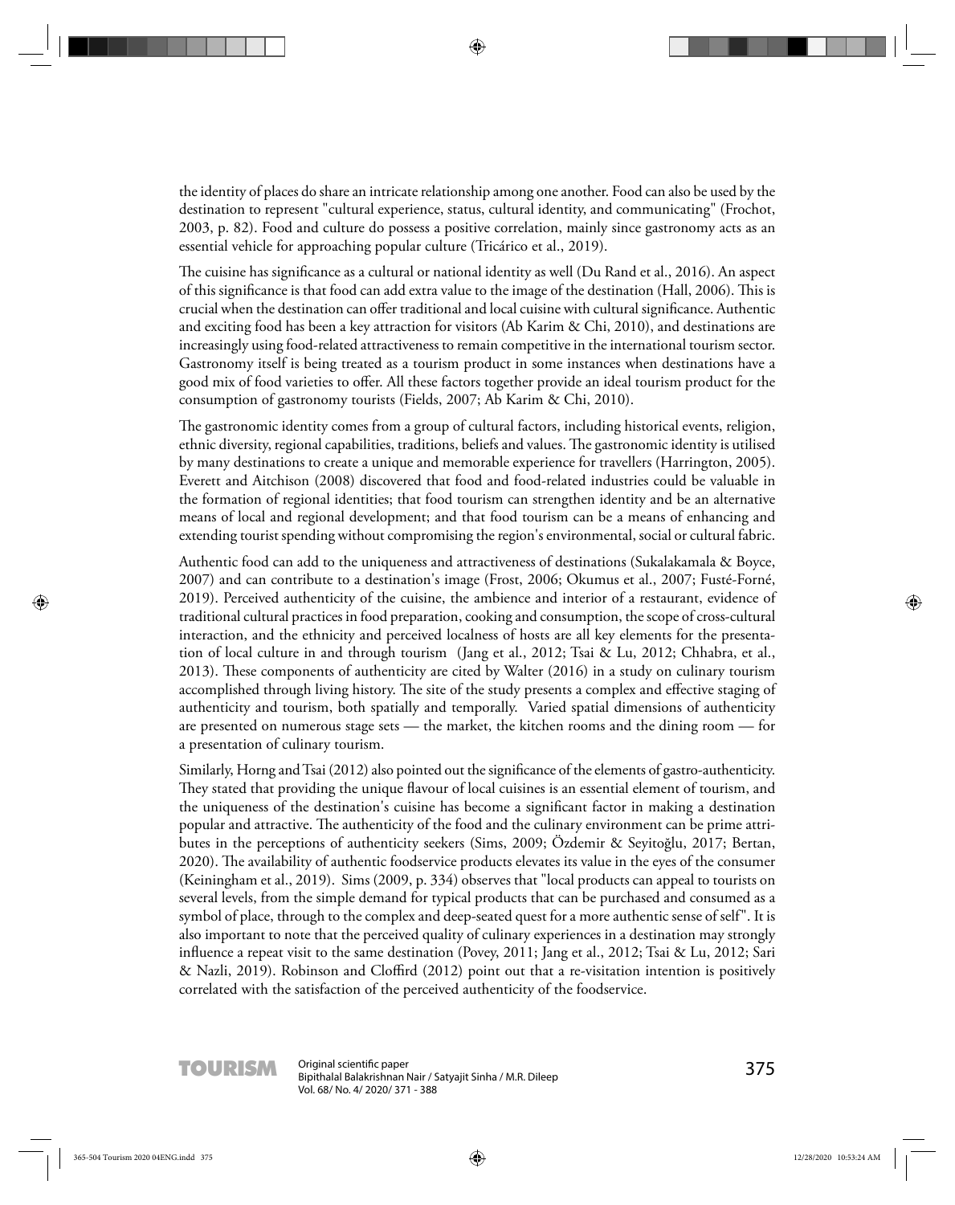the identity of places do share an intricate relationship among one another. Food can also be used by the destination to represent "cultural experience, status, cultural identity, and communicating" (Frochot, 2003, p. 82). Food and culture do possess a positive correlation, mainly since gastronomy acts as an essential vehicle for approaching popular culture (Tricárico et al., 2019).

The cuisine has significance as a cultural or national identity as well (Du Rand et al., 2016). An aspect of this significance is that food can add extra value to the image of the destination (Hall, 2006). This is crucial when the destination can offer traditional and local cuisine with cultural significance. Authentic and exciting food has been a key attraction for visitors (Ab Karim & Chi, 2010), and destinations are increasingly using food-related attractiveness to remain competitive in the international tourism sector. Gastronomy itself is being treated as a tourism product in some instances when destinations have a good mix of food varieties to offer. All these factors together provide an ideal tourism product for the consumption of gastronomy tourists (Fields, 2007; Ab Karim & Chi, 2010).

The gastronomic identity comes from a group of cultural factors, including historical events, religion, ethnic diversity, regional capabilities, traditions, beliefs and values. The gastronomic identity is utilised by many destinations to create a unique and memorable experience for travellers (Harrington, 2005). Everett and Aitchison (2008) discovered that food and food-related industries could be valuable in the formation of regional identities; that food tourism can strengthen identity and be an alternative means of local and regional development; and that food tourism can be a means of enhancing and extending tourist spending without compromising the region's environmental, social or cultural fabric.

Authentic food can add to the uniqueness and attractiveness of destinations (Sukalakamala & Boyce, 2007) and can contribute to a destination's image (Frost, 2006; Okumus et al., 2007; Fusté-Forné, 2019). Perceived authenticity of the cuisine, the ambience and interior of a restaurant, evidence of traditional cultural practices in food preparation, cooking and consumption, the scope of cross-cultural interaction, and the ethnicity and perceived localness of hosts are all key elements for the presentation of local culture in and through tourism (Jang et al., 2012; Tsai & Lu, 2012; Chhabra, et al., 2013). These components of authenticity are cited by Walter (2016) in a study on culinary tourism accomplished through living history. The site of the study presents a complex and effective staging of authenticity and tourism, both spatially and temporally. Varied spatial dimensions of authenticity are presented on numerous stage sets — the market, the kitchen rooms and the dining room — for a presentation of culinary tourism.

Similarly, Horng and Tsai (2012) also pointed out the significance of the elements of gastro-authenticity. They stated that providing the unique flavour of local cuisines is an essential element of tourism, and the uniqueness of the destination's cuisine has become a significant factor in making a destination popular and attractive. The authenticity of the food and the culinary environment can be prime attributes in the perceptions of authenticity seekers (Sims, 2009; Özdemir & Seyitoğlu, 2017; Bertan, 2020). The availability of authentic foodservice products elevates its value in the eyes of the consumer (Keiningham et al., 2019). Sims (2009, p. 334) observes that "local products can appeal to tourists on several levels, from the simple demand for typical products that can be purchased and consumed as a symbol of place, through to the complex and deep-seated quest for a more authentic sense of self". It is also important to note that the perceived quality of culinary experiences in a destination may strongly influence a repeat visit to the same destination (Povey, 2011; Jang et al., 2012; Tsai & Lu, 2012; Sari & Nazli, 2019). Robinson and Cloffird (2012) point out that a re-visitation intention is positively correlated with the satisfaction of the perceived authenticity of the foodservice.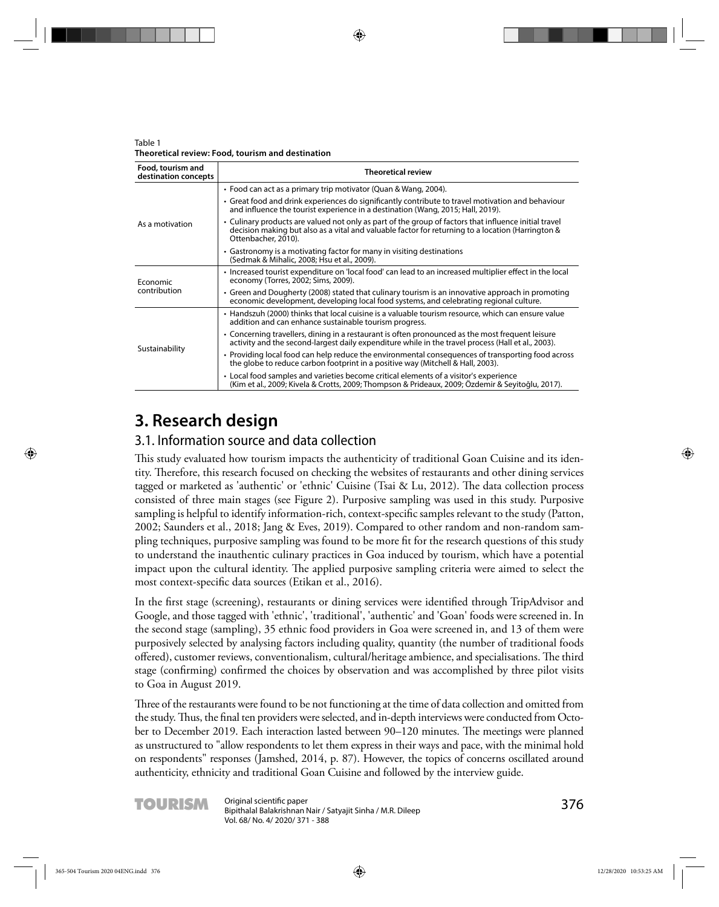Table 1
**Theoretical review: Food, tourism and destination**

| Food, tourism and destination concepts | Theoretical review |
|---|---|
| As a motivation | • Food can act as a primary trip motivator (Quan & Wang, 2004).<br>• Great food and drink experiences do significantly contribute to travel motivation and behaviour and influence the tourist experience in a destination (Wang, 2015; Hall, 2019).<br>• Culinary products are valued not only as part of the group of factors that influence initial travel decision making but also as a vital and valuable factor for returning to a location (Harrington & Ottenbacher, 2010).<br>• Gastronomy is a motivating factor for many in visiting destinations (Sedmak & Mihalic, 2008; Hsu et al., 2009). |
| Economic contribution | • Increased tourist expenditure on 'local food' can lead to an increased multiplier effect in the local economy (Torres, 2002; Sims, 2009).<br>• Green and Dougherty (2008) stated that culinary tourism is an innovative approach in promoting economic development, developing local food systems, and celebrating regional culture. |
| Sustainability | • Handszuh (2000) thinks that local cuisine is a valuable tourism resource, which can ensure value addition and can enhance sustainable tourism progress.<br>• Concerning travellers, dining in a restaurant is often pronounced as the most frequent leisure activity and the second-largest daily expenditure while in the travel process (Hall et al., 2003).<br>• Providing local food can help reduce the environmental consequences of transporting food across the globe to reduce carbon footprint in a positive way (Mitchell & Hall, 2003).<br>• Local food samples and varieties become critical elements of a visitor's experience (Kim et al., 2009; Kivela & Crotts, 2009; Thompson & Prideaux, 2009; Özdemir & Seyitoğlu, 2017). |

# 3. Research design

## 3.1. Information source and data collection

This study evaluated how tourism impacts the authenticity of traditional Goan Cuisine and its identity. Therefore, this research focused on checking the websites of restaurants and other dining services tagged or marketed as 'authentic' or 'ethnic' Cuisine (Tsai & Lu, 2012). The data collection process consisted of three main stages (see Figure 2). Purposive sampling was used in this study. Purposive sampling is helpful to identify information-rich, context-specific samples relevant to the study (Patton, 2002; Saunders et al., 2018; Jang & Eves, 2019). Compared to other random and non-random sampling techniques, purposive sampling was found to be more fit for the research questions of this study to understand the inauthentic culinary practices in Goa induced by tourism, which have a potential impact upon the cultural identity. The applied purposive sampling criteria were aimed to select the most context-specific data sources (Etikan et al., 2016).

In the first stage (screening), restaurants or dining services were identified through TripAdvisor and Google, and those tagged with 'ethnic', 'traditional', 'authentic' and 'Goan' foods were screened in. In the second stage (sampling), 35 ethnic food providers in Goa were screened in, and 13 of them were purposively selected by analysing factors including quality, quantity (the number of traditional foods offered), customer reviews, conventionalism, cultural/heritage ambience, and specialisations. The third stage (confirming) confirmed the choices by observation and was accomplished by three pilot visits to Goa in August 2019.

Three of the restaurants were found to be not functioning at the time of data collection and omitted from the study. Thus, the final ten providers were selected, and in-depth interviews were conducted from October to December 2019. Each interaction lasted between 90–120 minutes. The meetings were planned as unstructured to "allow respondents to let them express in their ways and pace, with the minimal hold on respondents" responses (Jamshed, 2014, p. 87). However, the topics of concerns oscillated around authenticity, ethnicity and traditional Goan Cuisine and followed by the interview guide.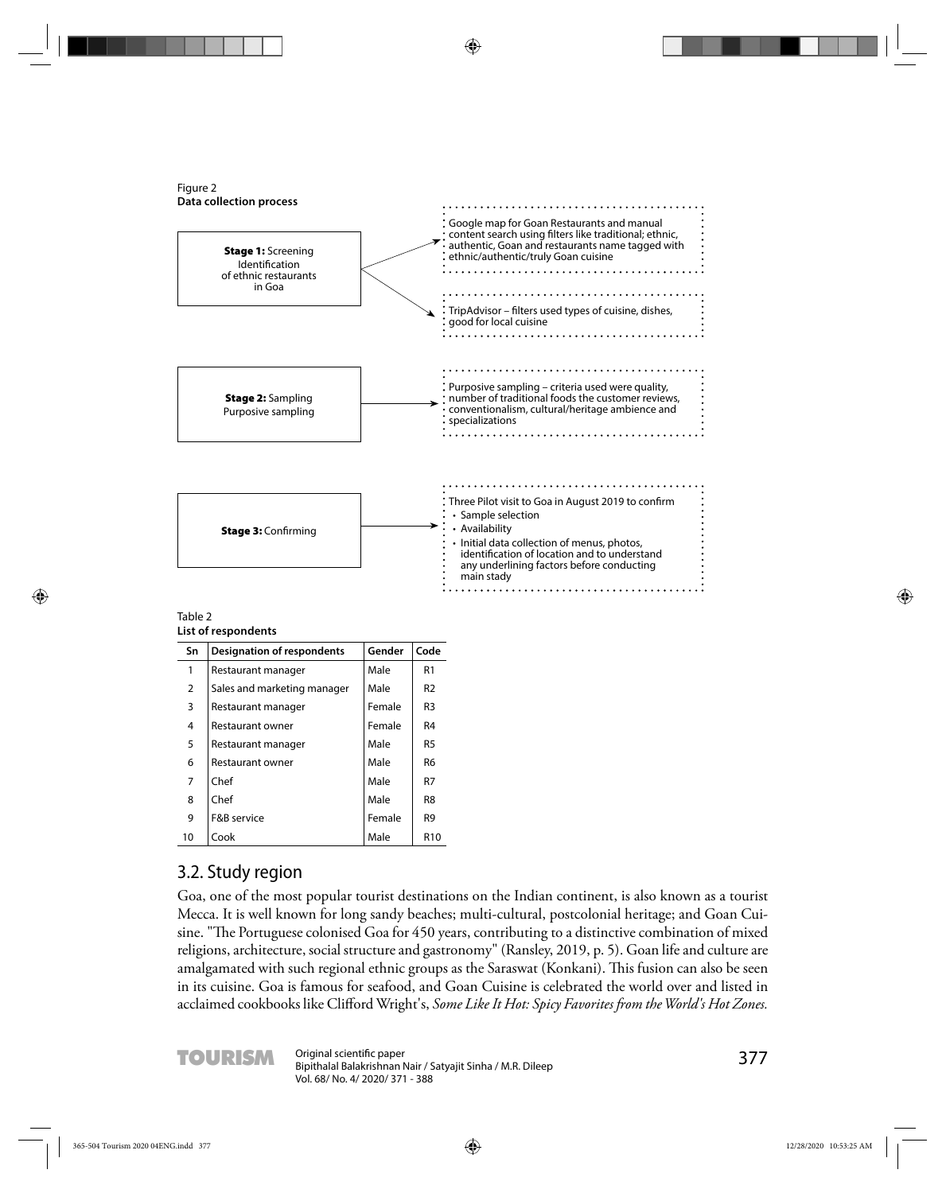Figure 2
**Data collection process**

**Stage 1:** Screening Identification of ethnic restaurants in Goa

- Google map for Goan Restaurants and manual content search using filters like traditional; ethnic, authentic, Goan and restaurants name tagged with ethnic/authentic/truly Goan cuisine
- TripAdvisor – filters used types of cuisine, dishes, good for local cuisine

**Stage 2:** Sampling Purposive sampling

- Purposive sampling – criteria used were quality, number of traditional foods the customer reviews, conventionalism, cultural/heritage ambience and specializations

**Stage 3:** Confirming

- Three Pilot visit to Goa in August 2019 to confirm
  - Sample selection
  - Availability
  - Initial data collection of menus, photos, identification of location and to understand any underlining factors before conducting main stady

Table 2
**List of respondents**

| Sn | Designation of respondents | Gender | Code |
|---|---|---|---|
| 1 | Restaurant manager | Male | R1 |
| 2 | Sales and marketing manager | Male | R2 |
| 3 | Restaurant manager | Female | R3 |
| 4 | Restaurant owner | Female | R4 |
| 5 | Restaurant manager | Male | R5 |
| 6 | Restaurant owner | Male | R6 |
| 7 | Chef | Male | R7 |
| 8 | Chef | Male | R8 |
| 9 | F&B service | Female | R9 |
| 10 | Cook | Male | R10 |

## 3.2. Study region

Goa, one of the most popular tourist destinations on the Indian continent, is also known as a tourist Mecca. It is well known for long sandy beaches; multi-cultural, postcolonial heritage; and Goan Cuisine. "The Portuguese colonised Goa for 450 years, contributing to a distinctive combination of mixed religions, architecture, social structure and gastronomy" (Ransley, 2019, p. 5). Goan life and culture are amalgamated with such regional ethnic groups as the Saraswat (Konkani). This fusion can also be seen in its cuisine. Goa is famous for seafood, and Goan Cuisine is celebrated the world over and listed in acclaimed cookbooks like Clifford Wright's, *Some Like It Hot: Spicy Favorites from the World's Hot Zones.*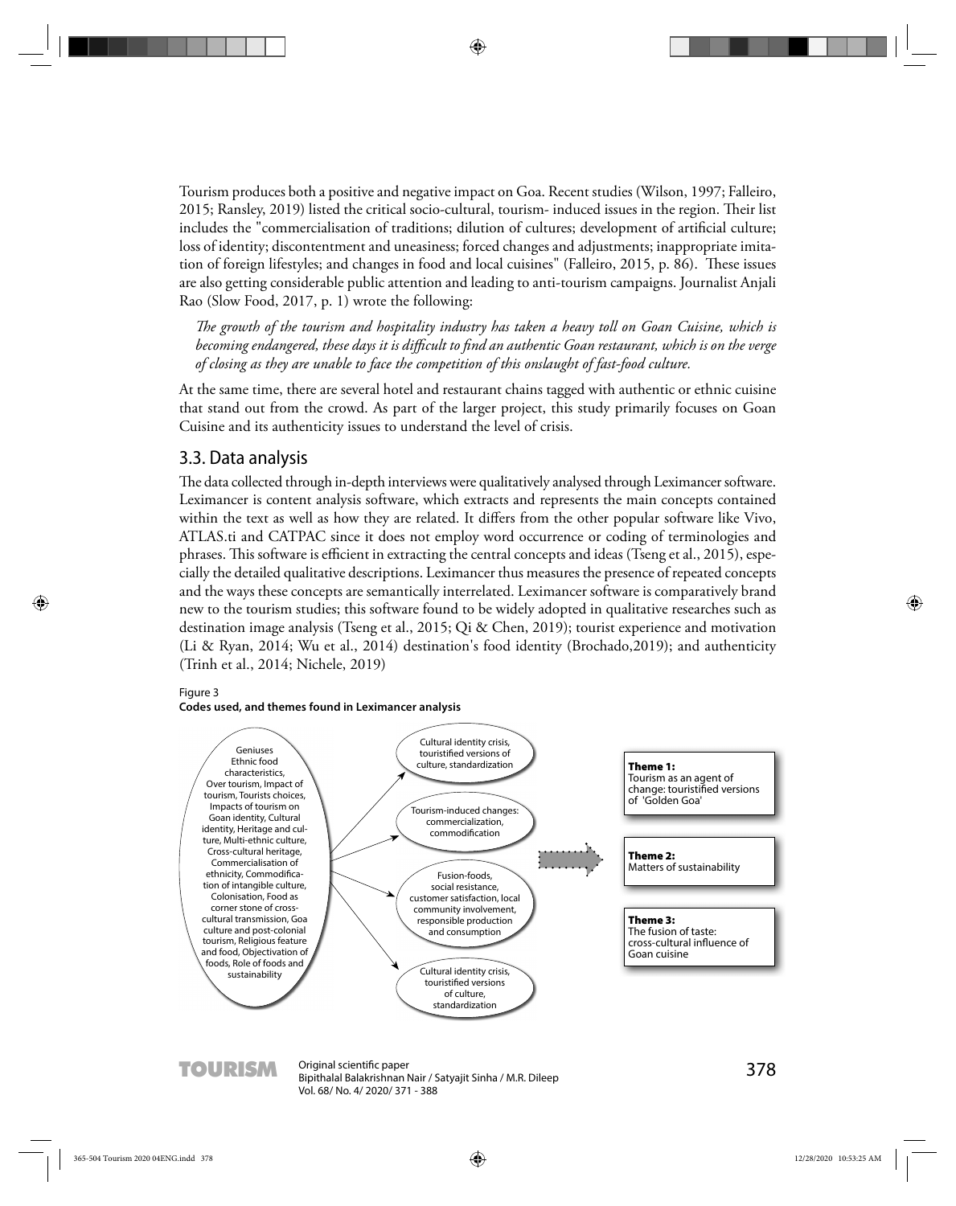Tourism produces both a positive and negative impact on Goa. Recent studies (Wilson, 1997; Falleiro, 2015; Ransley, 2019) listed the critical socio-cultural, tourism- induced issues in the region. Their list includes the "commercialisation of traditions; dilution of cultures; development of artificial culture; loss of identity; discontentment and uneasiness; forced changes and adjustments; inappropriate imitation of foreign lifestyles; and changes in food and local cuisines" (Falleiro, 2015, p. 86). These issues are also getting considerable public attention and leading to anti-tourism campaigns. Journalist Anjali Rao (Slow Food, 2017, p. 1) wrote the following:

*The growth of the tourism and hospitality industry has taken a heavy toll on Goan Cuisine, which is becoming endangered, these days it is difficult to find an authentic Goan restaurant, which is on the verge of closing as they are unable to face the competition of this onslaught of fast-food culture.*

At the same time, there are several hotel and restaurant chains tagged with authentic or ethnic cuisine that stand out from the crowd. As part of the larger project, this study primarily focuses on Goan Cuisine and its authenticity issues to understand the level of crisis.

## 3.3. Data analysis

The data collected through in-depth interviews were qualitatively analysed through Leximancer software. Leximancer is content analysis software, which extracts and represents the main concepts contained within the text as well as how they are related. It differs from the other popular software like Vivo, ATLAS.ti and CATPAC since it does not employ word occurrence or coding of terminologies and phrases. This software is efficient in extracting the central concepts and ideas (Tseng et al., 2015), especially the detailed qualitative descriptions. Leximancer thus measures the presence of repeated concepts and the ways these concepts are semantically interrelated. Leximancer software is comparatively brand new to the tourism studies; this software found to be widely adopted in qualitative researches such as destination image analysis (Tseng et al., 2015; Qi & Chen, 2019); tourist experience and motivation (Li & Ryan, 2014; Wu et al., 2014) destination's food identity (Brochado,2019); and authenticity (Trinh et al., 2014; Nichele, 2019)

Figure 3
**Codes used, and themes found in Leximancer analysis**

Geniuses Ethnic food characteristics, Over tourism, Impact of tourism, Tourists choices, Impacts of tourism on Goan identity, Cultural identity, Heritage and culture, Multi-ethnic culture, Cross-cultural heritage, Commercialisation of ethnicity, Commodification of intangible culture, Colonisation, Food as corner stone of cross-cultural transmission, Goa culture and post-colonial tourism, Religious feature and food, Objectivation of foods, Role of foods and sustainability

Cultural identity crisis, touristified versions of culture, standardization

Tourism-induced changes: commercialization, commodification

Fusion-foods, social resistance, customer satisfaction, local community involvement, responsible production and consumption

Cultural identity crisis, touristified versions of culture, standardization

**Theme 1:** Tourism as an agent of change: touristified versions of 'Golden Goa'

**Theme 2:** Matters of sustainability

**Theme 3:** The fusion of taste: cross-cultural influence of Goan cuisine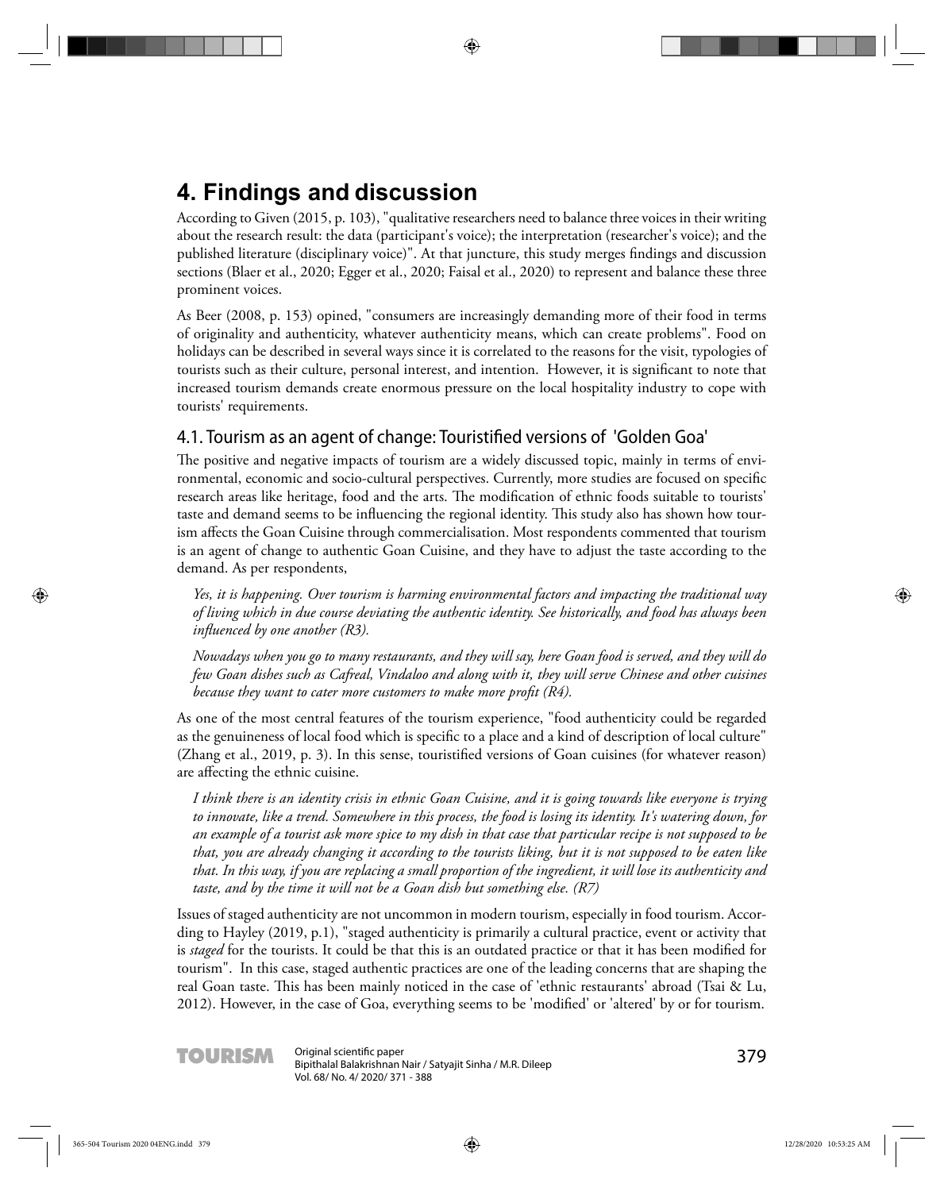# 4. Findings and discussion

According to Given (2015, p. 103), "qualitative researchers need to balance three voices in their writing about the research result: the data (participant's voice); the interpretation (researcher's voice); and the published literature (disciplinary voice)". At that juncture, this study merges findings and discussion sections (Blaer et al., 2020; Egger et al., 2020; Faisal et al., 2020) to represent and balance these three prominent voices.

As Beer (2008, p. 153) opined, "consumers are increasingly demanding more of their food in terms of originality and authenticity, whatever authenticity means, which can create problems". Food on holidays can be described in several ways since it is correlated to the reasons for the visit, typologies of tourists such as their culture, personal interest, and intention. However, it is significant to note that increased tourism demands create enormous pressure on the local hospitality industry to cope with tourists' requirements.

## 4.1. Tourism as an agent of change: Touristified versions of 'Golden Goa'

The positive and negative impacts of tourism are a widely discussed topic, mainly in terms of environmental, economic and socio-cultural perspectives. Currently, more studies are focused on specific research areas like heritage, food and the arts. The modification of ethnic foods suitable to tourists' taste and demand seems to be influencing the regional identity. This study also has shown how tourism affects the Goan Cuisine through commercialisation. Most respondents commented that tourism is an agent of change to authentic Goan Cuisine, and they have to adjust the taste according to the demand. As per respondents,

> *Yes, it is happening. Over tourism is harming environmental factors and impacting the traditional way of living which in due course deviating the authentic identity. See historically, and food has always been influenced by one another (R3).*

> *Nowadays when you go to many restaurants, and they will say, here Goan food is served, and they will do few Goan dishes such as Cafreal, Vindaloo and along with it, they will serve Chinese and other cuisines because they want to cater more customers to make more profit (R4).*

As one of the most central features of the tourism experience, "food authenticity could be regarded as the genuineness of local food which is specific to a place and a kind of description of local culture" (Zhang et al., 2019, p. 3). In this sense, touristified versions of Goan cuisines (for whatever reason) are affecting the ethnic cuisine.

> *I think there is an identity crisis in ethnic Goan Cuisine, and it is going towards like everyone is trying to innovate, like a trend. Somewhere in this process, the food is losing its identity. It's watering down, for an example of a tourist ask more spice to my dish in that case that particular recipe is not supposed to be that, you are already changing it according to the tourists liking, but it is not supposed to be eaten like that. In this way, if you are replacing a small proportion of the ingredient, it will lose its authenticity and taste, and by the time it will not be a Goan dish but something else. (R7)*

Issues of staged authenticity are not uncommon in modern tourism, especially in food tourism. According to Hayley (2019, p.1), "staged authenticity is primarily a cultural practice, event or activity that is *staged* for the tourists. It could be that this is an outdated practice or that it has been modified for tourism". In this case, staged authentic practices are one of the leading concerns that are shaping the real Goan taste. This has been mainly noticed in the case of 'ethnic restaurants' abroad (Tsai & Lu, 2012). However, in the case of Goa, everything seems to be 'modified' or 'altered' by or for tourism.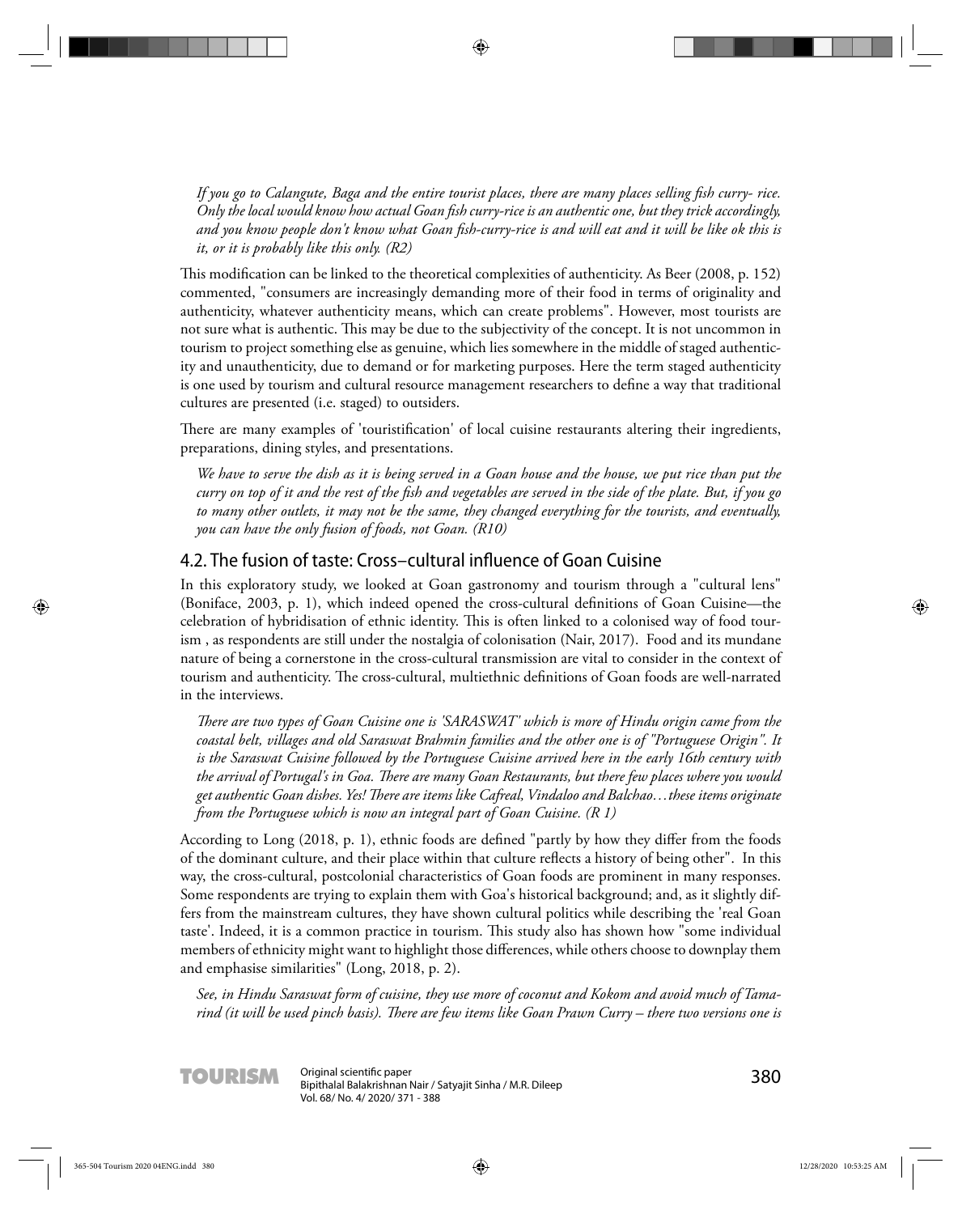*If you go to Calangute, Baga and the entire tourist places, there are many places selling fish curry- rice. Only the local would know how actual Goan fish curry-rice is an authentic one, but they trick accordingly, and you know people don't know what Goan fish-curry-rice is and will eat and it will be like ok this is it, or it is probably like this only. (R2)*

This modification can be linked to the theoretical complexities of authenticity. As Beer (2008, p. 152) commented, "consumers are increasingly demanding more of their food in terms of originality and authenticity, whatever authenticity means, which can create problems". However, most tourists are not sure what is authentic. This may be due to the subjectivity of the concept. It is not uncommon in tourism to project something else as genuine, which lies somewhere in the middle of staged authenticity and unauthenticity, due to demand or for marketing purposes. Here the term staged authenticity is one used by tourism and cultural resource management researchers to define a way that traditional cultures are presented (i.e. staged) to outsiders.

There are many examples of 'touristification' of local cuisine restaurants altering their ingredients, preparations, dining styles, and presentations.

*We have to serve the dish as it is being served in a Goan house and the house, we put rice than put the curry on top of it and the rest of the fish and vegetables are served in the side of the plate. But, if you go to many other outlets, it may not be the same, they changed everything for the tourists, and eventually, you can have the only fusion of foods, not Goan. (R10)*

## 4.2. The fusion of taste: Cross–cultural influence of Goan Cuisine

In this exploratory study, we looked at Goan gastronomy and tourism through a "cultural lens" (Boniface, 2003, p. 1), which indeed opened the cross-cultural definitions of Goan Cuisine—the celebration of hybridisation of ethnic identity. This is often linked to a colonised way of food tourism , as respondents are still under the nostalgia of colonisation (Nair, 2017). Food and its mundane nature of being a cornerstone in the cross-cultural transmission are vital to consider in the context of tourism and authenticity. The cross-cultural, multiethnic definitions of Goan foods are well-narrated in the interviews.

*There are two types of Goan Cuisine one is 'SARASWAT' which is more of Hindu origin came from the coastal belt, villages and old Saraswat Brahmin families and the other one is of "Portuguese Origin". It is the Saraswat Cuisine followed by the Portuguese Cuisine arrived here in the early 16th century with the arrival of Portugal's in Goa. There are many Goan Restaurants, but there few places where you would get authentic Goan dishes. Yes! There are items like Cafreal, Vindaloo and Balchao…these items originate from the Portuguese which is now an integral part of Goan Cuisine. (R 1)*

According to Long (2018, p. 1), ethnic foods are defined "partly by how they differ from the foods of the dominant culture, and their place within that culture reflects a history of being other". In this way, the cross-cultural, postcolonial characteristics of Goan foods are prominent in many responses. Some respondents are trying to explain them with Goa's historical background; and, as it slightly differs from the mainstream cultures, they have shown cultural politics while describing the 'real Goan taste'. Indeed, it is a common practice in tourism. This study also has shown how "some individual members of ethnicity might want to highlight those differences, while others choose to downplay them and emphasise similarities" (Long, 2018, p. 2).

*See, in Hindu Saraswat form of cuisine, they use more of coconut and Kokom and avoid much of Tamarind (it will be used pinch basis). There are few items like Goan Prawn Curry – there two versions one is*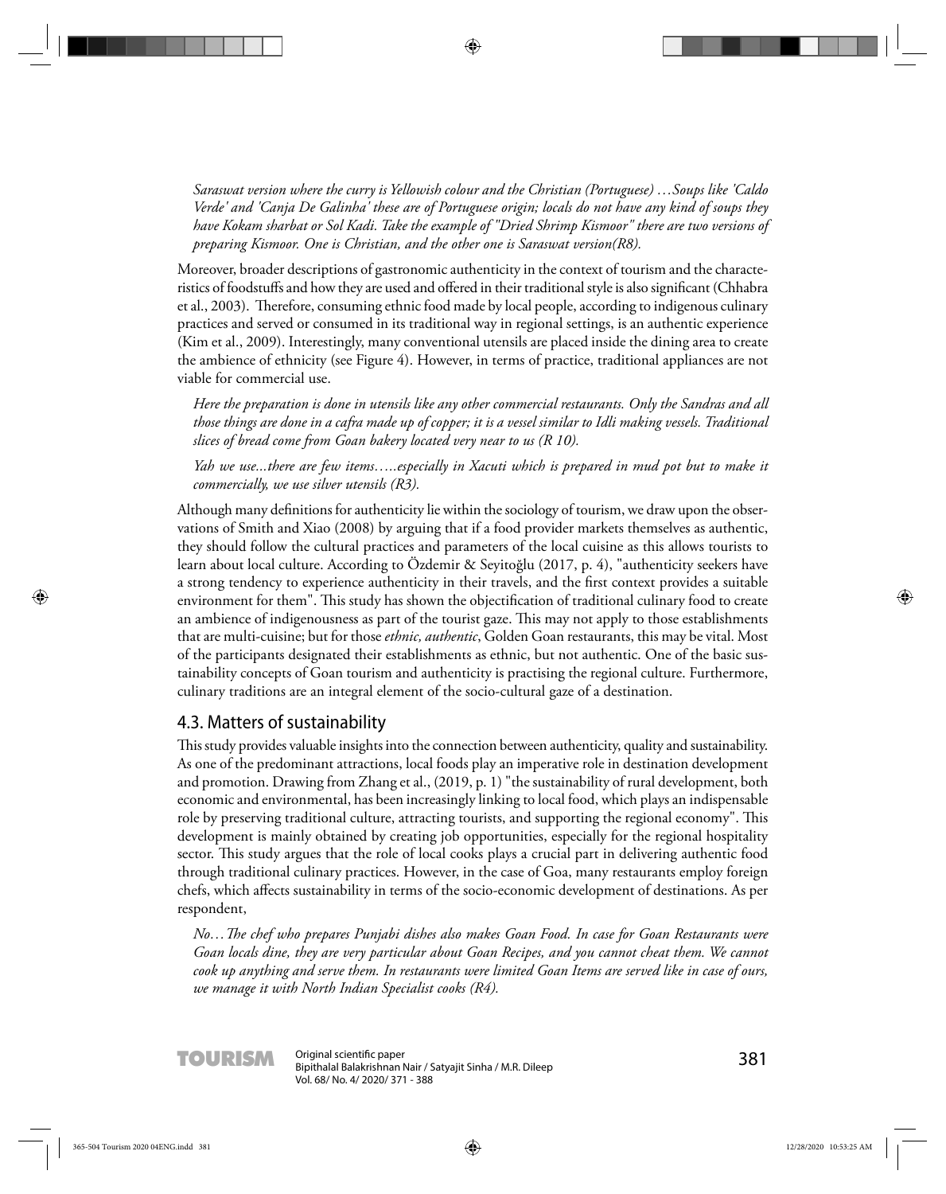*Saraswat version where the curry is Yellowish colour and the Christian (Portuguese) …Soups like 'Caldo Verde' and 'Canja De Galinha' these are of Portuguese origin; locals do not have any kind of soups they have Kokam sharbat or Sol Kadi. Take the example of "Dried Shrimp Kismoor" there are two versions of preparing Kismoor. One is Christian, and the other one is Saraswat version(R8).*

Moreover, broader descriptions of gastronomic authenticity in the context of tourism and the characteristics of foodstuffs and how they are used and offered in their traditional style is also significant (Chhabra et al., 2003). Therefore, consuming ethnic food made by local people, according to indigenous culinary practices and served or consumed in its traditional way in regional settings, is an authentic experience (Kim et al., 2009). Interestingly, many conventional utensils are placed inside the dining area to create the ambience of ethnicity (see Figure 4). However, in terms of practice, traditional appliances are not viable for commercial use.

*Here the preparation is done in utensils like any other commercial restaurants. Only the Sandras and all those things are done in a cafra made up of copper; it is a vessel similar to Idli making vessels. Traditional slices of bread come from Goan bakery located very near to us (R 10).*

*Yah we use...there are few items…..especially in Xacuti which is prepared in mud pot but to make it commercially, we use silver utensils (R3).*

Although many definitions for authenticity lie within the sociology of tourism, we draw upon the observations of Smith and Xiao (2008) by arguing that if a food provider markets themselves as authentic, they should follow the cultural practices and parameters of the local cuisine as this allows tourists to learn about local culture. According to Özdemir & Seyitoğlu (2017, p. 4), "authenticity seekers have a strong tendency to experience authenticity in their travels, and the first context provides a suitable environment for them". This study has shown the objectification of traditional culinary food to create an ambience of indigenousness as part of the tourist gaze. This may not apply to those establishments that are multi-cuisine; but for those *ethnic, authentic*, Golden Goan restaurants, this may be vital. Most of the participants designated their establishments as ethnic, but not authentic. One of the basic sustainability concepts of Goan tourism and authenticity is practising the regional culture. Furthermore, culinary traditions are an integral element of the socio-cultural gaze of a destination.

## 4.3. Matters of sustainability

This study provides valuable insights into the connection between authenticity, quality and sustainability. As one of the predominant attractions, local foods play an imperative role in destination development and promotion. Drawing from Zhang et al., (2019, p. 1) "the sustainability of rural development, both economic and environmental, has been increasingly linking to local food, which plays an indispensable role by preserving traditional culture, attracting tourists, and supporting the regional economy". This development is mainly obtained by creating job opportunities, especially for the regional hospitality sector. This study argues that the role of local cooks plays a crucial part in delivering authentic food through traditional culinary practices. However, in the case of Goa, many restaurants employ foreign chefs, which affects sustainability in terms of the socio-economic development of destinations. As per respondent,

*No…The chef who prepares Punjabi dishes also makes Goan Food. In case for Goan Restaurants were Goan locals dine, they are very particular about Goan Recipes, and you cannot cheat them. We cannot cook up anything and serve them. In restaurants were limited Goan Items are served like in case of ours, we manage it with North Indian Specialist cooks (R4).*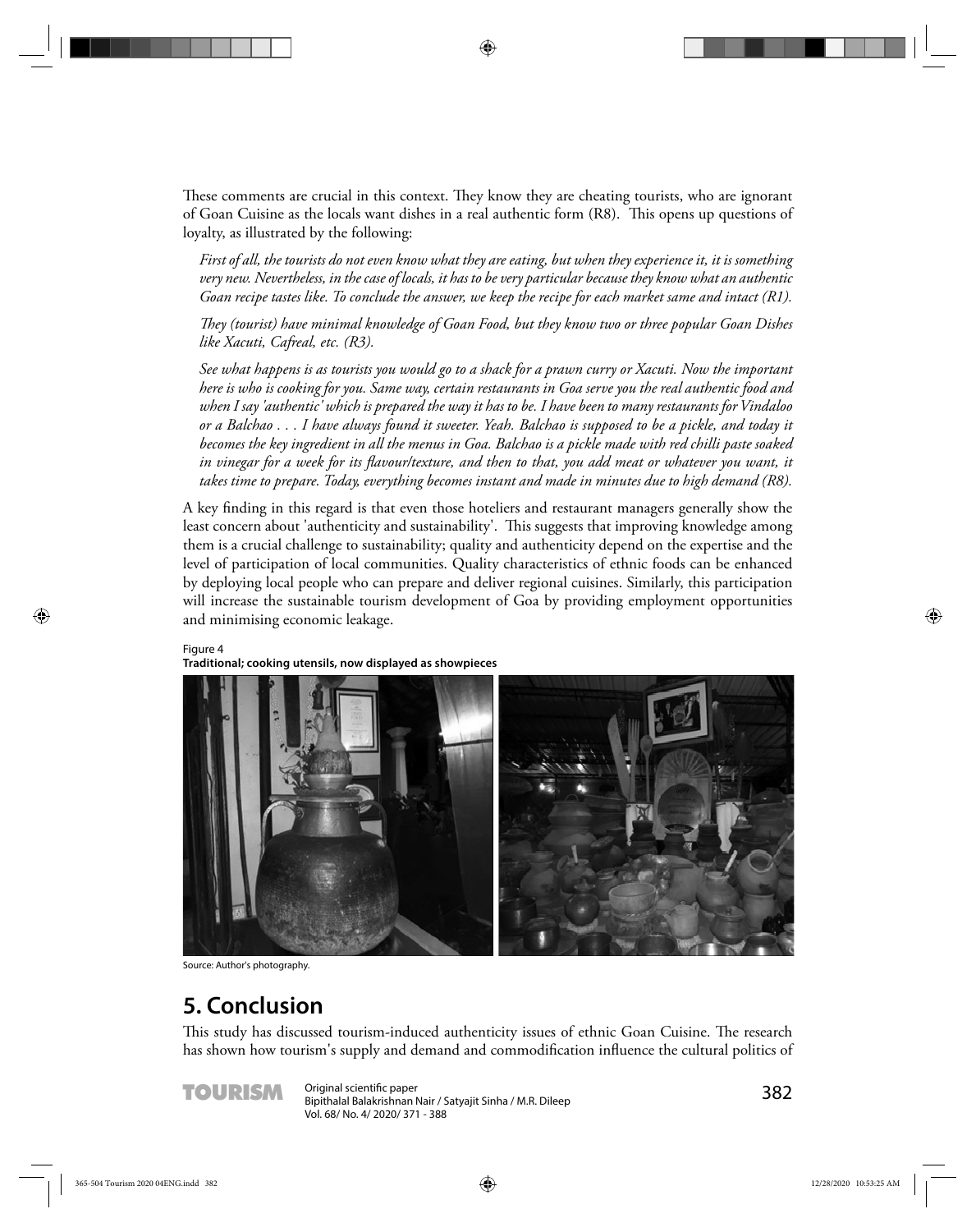These comments are crucial in this context. They know they are cheating tourists, who are ignorant of Goan Cuisine as the locals want dishes in a real authentic form (R8). This opens up questions of loyalty, as illustrated by the following:

*First of all, the tourists do not even know what they are eating, but when they experience it, it is something very new. Nevertheless, in the case of locals, it has to be very particular because they know what an authentic Goan recipe tastes like. To conclude the answer, we keep the recipe for each market same and intact (R1).*

*They (tourist) have minimal knowledge of Goan Food, but they know two or three popular Goan Dishes like Xacuti, Cafreal, etc. (R3).*

*See what happens is as tourists you would go to a shack for a prawn curry or Xacuti. Now the important here is who is cooking for you. Same way, certain restaurants in Goa serve you the real authentic food and when I say 'authentic' which is prepared the way it has to be. I have been to many restaurants for Vindaloo or a Balchao . . . I have always found it sweeter. Yeah. Balchao is supposed to be a pickle, and today it becomes the key ingredient in all the menus in Goa. Balchao is a pickle made with red chilli paste soaked in vinegar for a week for its flavour/texture, and then to that, you add meat or whatever you want, it takes time to prepare. Today, everything becomes instant and made in minutes due to high demand (R8).*

A key finding in this regard is that even those hoteliers and restaurant managers generally show the least concern about 'authenticity and sustainability'. This suggests that improving knowledge among them is a crucial challenge to sustainability; quality and authenticity depend on the expertise and the level of participation of local communities. Quality characteristics of ethnic foods can be enhanced by deploying local people who can prepare and deliver regional cuisines. Similarly, this participation will increase the sustainable tourism development of Goa by providing employment opportunities and minimising economic leakage.

Figure 4
**Traditional; cooking utensils, now displayed as showpieces**

Source: Author's photography.

## 5. Conclusion

This study has discussed tourism-induced authenticity issues of ethnic Goan Cuisine. The research has shown how tourism's supply and demand and commodification influence the cultural politics of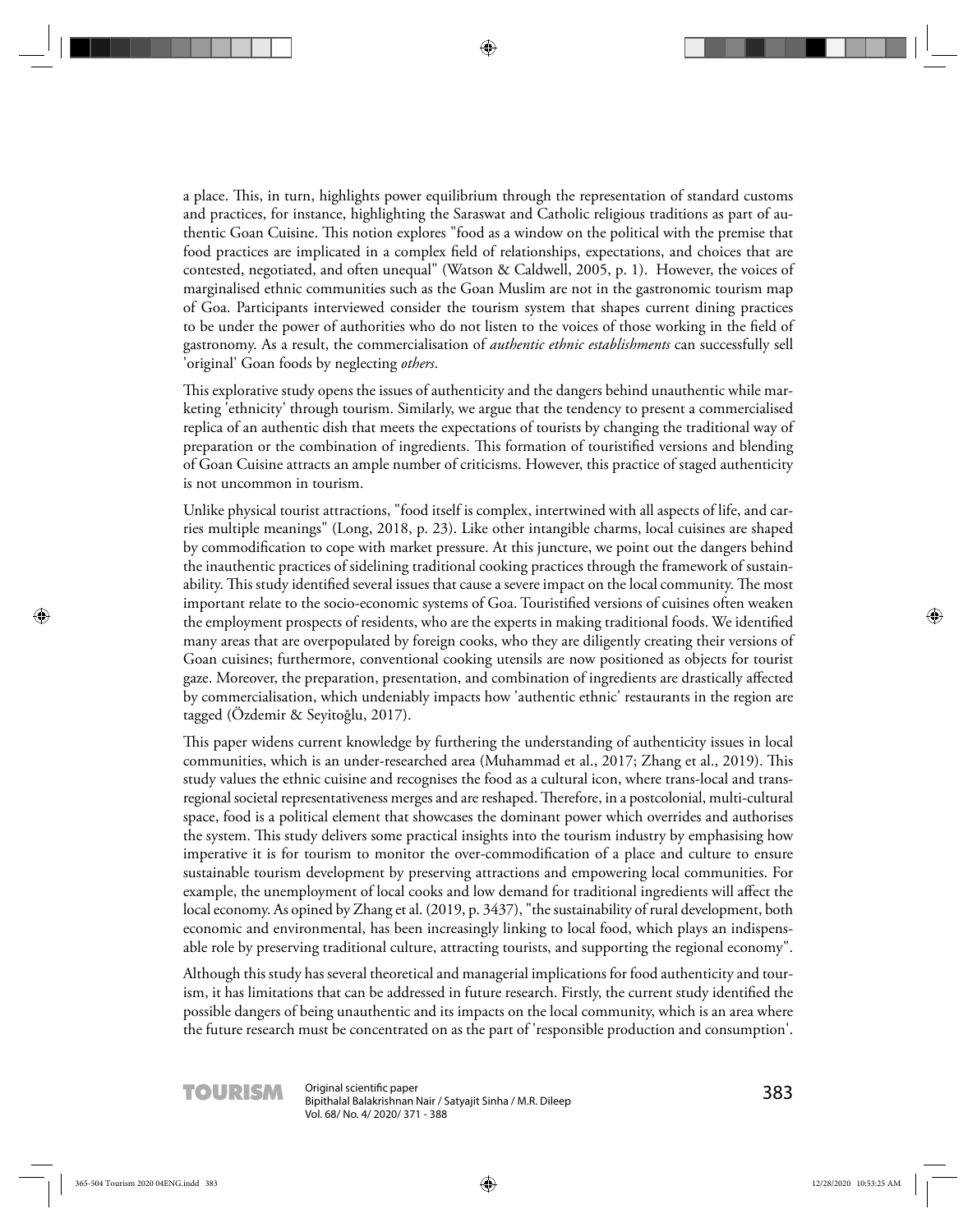a place. This, in turn, highlights power equilibrium through the representation of standard customs and practices, for instance, highlighting the Saraswat and Catholic religious traditions as part of authentic Goan Cuisine. This notion explores "food as a window on the political with the premise that food practices are implicated in a complex field of relationships, expectations, and choices that are contested, negotiated, and often unequal" (Watson & Caldwell, 2005, p. 1). However, the voices of marginalised ethnic communities such as the Goan Muslim are not in the gastronomic tourism map of Goa. Participants interviewed consider the tourism system that shapes current dining practices to be under the power of authorities who do not listen to the voices of those working in the field of gastronomy. As a result, the commercialisation of *authentic ethnic establishments* can successfully sell 'original' Goan foods by neglecting *others*.

This explorative study opens the issues of authenticity and the dangers behind unauthentic while marketing 'ethnicity' through tourism. Similarly, we argue that the tendency to present a commercialised replica of an authentic dish that meets the expectations of tourists by changing the traditional way of preparation or the combination of ingredients. This formation of touristified versions and blending of Goan Cuisine attracts an ample number of criticisms. However, this practice of staged authenticity is not uncommon in tourism.

Unlike physical tourist attractions, "food itself is complex, intertwined with all aspects of life, and carries multiple meanings" (Long, 2018, p. 23). Like other intangible charms, local cuisines are shaped by commodification to cope with market pressure. At this juncture, we point out the dangers behind the inauthentic practices of sidelining traditional cooking practices through the framework of sustainability. This study identified several issues that cause a severe impact on the local community. The most important relate to the socio-economic systems of Goa. Touristified versions of cuisines often weaken the employment prospects of residents, who are the experts in making traditional foods. We identified many areas that are overpopulated by foreign cooks, who they are diligently creating their versions of Goan cuisines; furthermore, conventional cooking utensils are now positioned as objects for tourist gaze. Moreover, the preparation, presentation, and combination of ingredients are drastically affected by commercialisation, which undeniably impacts how 'authentic ethnic' restaurants in the region are tagged (Özdemir & Seyitoğlu, 2017).

This paper widens current knowledge by furthering the understanding of authenticity issues in local communities, which is an under-researched area (Muhammad et al., 2017; Zhang et al., 2019). This study values the ethnic cuisine and recognises the food as a cultural icon, where trans-local and trans-regional societal representativeness merges and are reshaped. Therefore, in a postcolonial, multi-cultural space, food is a political element that showcases the dominant power which overrides and authorises the system. This study delivers some practical insights into the tourism industry by emphasising how imperative it is for tourism to monitor the over-commodification of a place and culture to ensure sustainable tourism development by preserving attractions and empowering local communities. For example, the unemployment of local cooks and low demand for traditional ingredients will affect the local economy. As opined by Zhang et al. (2019, p. 3437), "the sustainability of rural development, both economic and environmental, has been increasingly linking to local food, which plays an indispensable role by preserving traditional culture, attracting tourists, and supporting the regional economy".

Although this study has several theoretical and managerial implications for food authenticity and tourism, it has limitations that can be addressed in future research. Firstly, the current study identified the possible dangers of being unauthentic and its impacts on the local community, which is an area where the future research must be concentrated on as the part of 'responsible production and consumption'.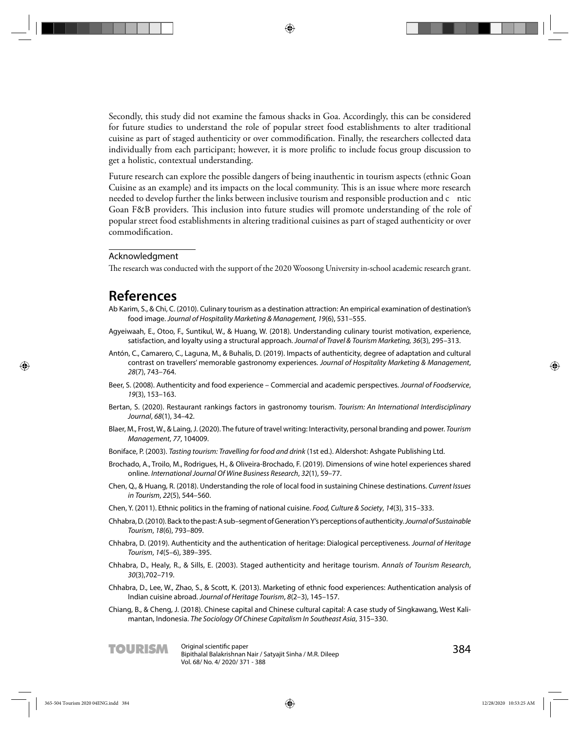Secondly, this study did not examine the famous shacks in Goa. Accordingly, this can be considered for future studies to understand the role of popular street food establishments to alter traditional cuisine as part of staged authenticity or over commodification. Finally, the researchers collected data individually from each participant; however, it is more prolific to include focus group discussion to get a holistic, contextual understanding.

Future research can explore the possible dangers of being inauthentic in tourism aspects (ethnic Goan Cuisine as an example) and its impacts on the local community. This is an issue where more research needed to develop further the links between inclusive tourism and responsible production and c ntic Goan F&B providers. This inclusion into future studies will promote understanding of the role of popular street food establishments in altering traditional cuisines as part of staged authenticity or over commodification.

### Acknowledgment

The research was conducted with the support of the 2020 Woosong University in-school academic research grant.

## References

Ab Karim, S., & Chi, C. (2010). Culinary tourism as a destination attraction: An empirical examination of destination's food image. *Journal of Hospitality Marketing & Management, 19*(6), 531–555.

Agyeiwaah, E., Otoo, F., Suntikul, W., & Huang, W. (2018). Understanding culinary tourist motivation, experience, satisfaction, and loyalty using a structural approach. *Journal of Travel & Tourism Marketing, 36*(3), 295–313.

Antón, C., Camarero, C., Laguna, M., & Buhalis, D. (2019). Impacts of authenticity, degree of adaptation and cultural contrast on travellers' memorable gastronomy experiences. *Journal of Hospitality Marketing & Management*, *28*(7), 743–764.

Beer, S. (2008). Authenticity and food experience – Commercial and academic perspectives. *Journal of Foodservice*, *19*(3), 153–163.

Bertan, S. (2020). Restaurant rankings factors in gastronomy tourism. *Tourism: An International Interdisciplinary Journal*, *68*(1), 34–42.

Blaer, M., Frost, W., & Laing, J. (2020). The future of travel writing: Interactivity, personal branding and power. *Tourism Management*, *77*, 104009.

Boniface, P. (2003). *Tasting tourism: Travelling for food and drink* (1st ed.). Aldershot: Ashgate Publishing Ltd.

Brochado, A., Troilo, M., Rodrigues, H., & Oliveira-Brochado, F. (2019). Dimensions of wine hotel experiences shared online. *International Journal Of Wine Business Research*, *32*(1), 59–77.

Chen, Q., & Huang, R. (2018). Understanding the role of local food in sustaining Chinese destinations. *Current Issues in Tourism*, *22*(5), 544–560.

Chen, Y. (2011). Ethnic politics in the framing of national cuisine. *Food, Culture & Society*, *14*(3), 315–333.

Chhabra, D. (2010). Back to the past: A sub–segment of Generation Y's perceptions of authenticity. *Journal of Sustainable Tourism*, *18*(6), 793–809.

Chhabra, D. (2019). Authenticity and the authentication of heritage: Dialogical perceptiveness. *Journal of Heritage Tourism*, *14*(5–6), 389–395.

Chhabra, D., Healy, R., & Sills, E. (2003). Staged authenticity and heritage tourism. *Annals of Tourism Research*, *30*(3),702–719.

Chhabra, D., Lee, W., Zhao, S., & Scott, K. (2013). Marketing of ethnic food experiences: Authentication analysis of Indian cuisine abroad. *Journal of Heritage Tourism*, *8*(2–3), 145–157.

Chiang, B., & Cheng, J. (2018). Chinese capital and Chinese cultural capital: A case study of Singkawang, West Kalimantan, Indonesia. *The Sociology Of Chinese Capitalism In Southeast Asia*, 315–330.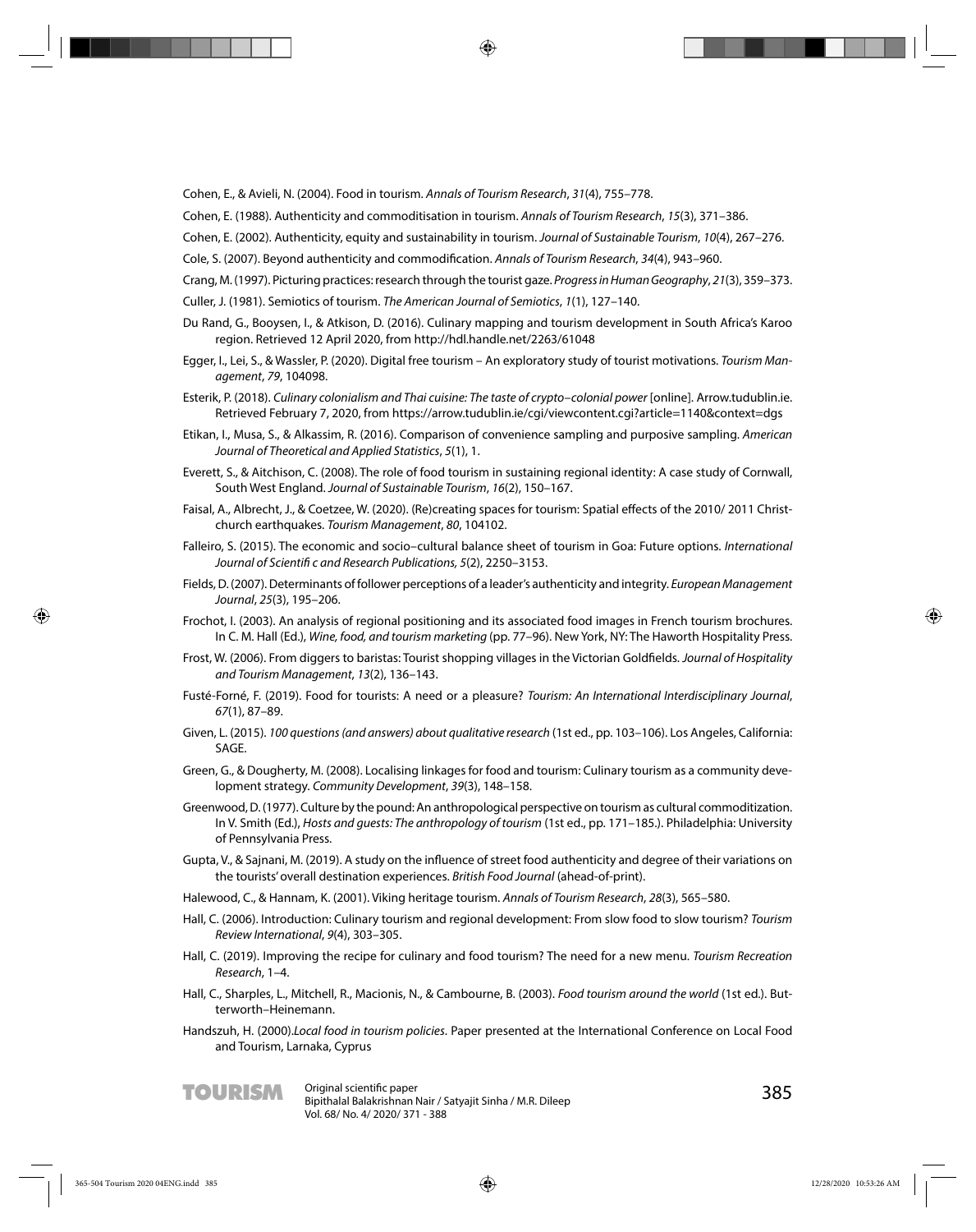Cohen, E., & Avieli, N. (2004). Food in tourism. *Annals of Tourism Research*, *31*(4), 755–778.

Cohen, E. (1988). Authenticity and commoditisation in tourism. *Annals of Tourism Research*, *15*(3), 371–386.

Cohen, E. (2002). Authenticity, equity and sustainability in tourism. *Journal of Sustainable Tourism*, *10*(4), 267–276.

Cole, S. (2007). Beyond authenticity and commodification. *Annals of Tourism Research*, *34*(4), 943–960.

Crang, M. (1997). Picturing practices: research through the tourist gaze. *Progress in Human Geography*, *21*(3), 359–373.

Culler, J. (1981). Semiotics of tourism. *The American Journal of Semiotics*, *1*(1), 127–140.

Du Rand, G., Booysen, I., & Atkison, D. (2016). Culinary mapping and tourism development in South Africa's Karoo region. Retrieved 12 April 2020, from http://hdl.handle.net/2263/61048

Egger, I., Lei, S., & Wassler, P. (2020). Digital free tourism – An exploratory study of tourist motivations. *Tourism Management*, *79*, 104098.

Esterik, P. (2018). *Culinary colonialism and Thai cuisine: The taste of crypto–colonial power* [online]. Arrow.tudublin.ie. Retrieved February 7, 2020, from https://arrow.tudublin.ie/cgi/viewcontent.cgi?article=1140&context=dgs

Etikan, I., Musa, S., & Alkassim, R. (2016). Comparison of convenience sampling and purposive sampling. *American Journal of Theoretical and Applied Statistics*, *5*(1), 1.

Everett, S., & Aitchison, C. (2008). The role of food tourism in sustaining regional identity: A case study of Cornwall, South West England. *Journal of Sustainable Tourism*, *16*(2), 150–167.

Faisal, A., Albrecht, J., & Coetzee, W. (2020). (Re)creating spaces for tourism: Spatial effects of the 2010/ 2011 Christchurch earthquakes. *Tourism Management*, *80*, 104102.

Falleiro, S. (2015). The economic and socio–cultural balance sheet of tourism in Goa: Future options. *International Journal of Scientifi c and Research Publications, 5*(2), 2250–3153.

Fields, D. (2007). Determinants of follower perceptions of a leader's authenticity and integrity. *European Management Journal*, *25*(3), 195–206.

Frochot, I. (2003). An analysis of regional positioning and its associated food images in French tourism brochures. In C. M. Hall (Ed.), *Wine, food, and tourism marketing* (pp. 77–96). New York, NY: The Haworth Hospitality Press.

Frost, W. (2006). From diggers to baristas: Tourist shopping villages in the Victorian Goldfields. *Journal of Hospitality and Tourism Management*, *13*(2), 136–143.

Fusté-Forné, F. (2019). Food for tourists: A need or a pleasure? *Tourism: An International Interdisciplinary Journal*, *67*(1), 87–89.

Given, L. (2015). *100 questions (and answers) about qualitative research* (1st ed., pp. 103–106). Los Angeles, California: SAGE.

Green, G., & Dougherty, M. (2008). Localising linkages for food and tourism: Culinary tourism as a community development strategy. *Community Development*, *39*(3), 148–158.

Greenwood, D. (1977). Culture by the pound: An anthropological perspective on tourism as cultural commoditization. In V. Smith (Ed.), *Hosts and guests: The anthropology of tourism* (1st ed., pp. 171–185.). Philadelphia: University of Pennsylvania Press.

Gupta, V., & Sajnani, M. (2019). A study on the influence of street food authenticity and degree of their variations on the tourists' overall destination experiences. *British Food Journal* (ahead-of-print).

Halewood, C., & Hannam, K. (2001). Viking heritage tourism. *Annals of Tourism Research*, *28*(3), 565–580.

Hall, C. (2006). Introduction: Culinary tourism and regional development: From slow food to slow tourism? *Tourism Review International*, *9*(4), 303–305.

Hall, C. (2019). Improving the recipe for culinary and food tourism? The need for a new menu. *Tourism Recreation Research*, 1–4.

Hall, C., Sharples, L., Mitchell, R., Macionis, N., & Cambourne, B. (2003). *Food tourism around the world* (1st ed.). Butterworth–Heinemann.

Handszuh, H. (2000).*Local food in tourism policies*. Paper presented at the International Conference on Local Food and Tourism, Larnaka, Cyprus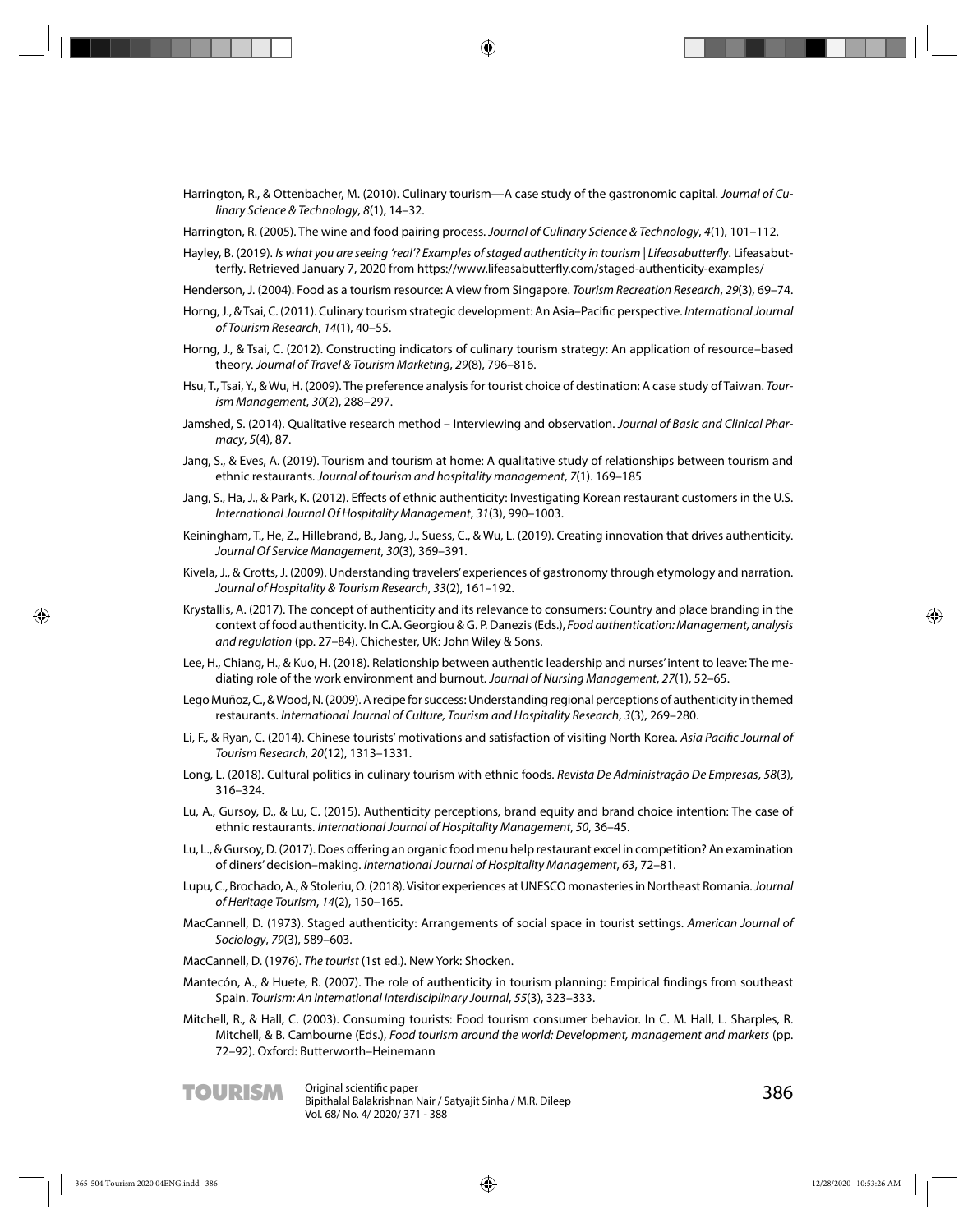Harrington, R., & Ottenbacher, M. (2010). Culinary tourism—A case study of the gastronomic capital. *Journal of Culinary Science & Technology*, *8*(1), 14–32.

Harrington, R. (2005). The wine and food pairing process. *Journal of Culinary Science & Technology*, *4*(1), 101–112.

Hayley, B. (2019). *Is what you are seeing 'real'? Examples of staged authenticity in tourism | Lifeasabutterfly*. Lifeasabutterfly. Retrieved January 7, 2020 from https://www.lifeasabutterfly.com/staged-authenticity-examples/

Henderson, J. (2004). Food as a tourism resource: A view from Singapore. *Tourism Recreation Research*, *29*(3), 69–74.

Horng, J., & Tsai, C. (2011). Culinary tourism strategic development: An Asia–Pacific perspective. *International Journal of Tourism Research*, *14*(1), 40–55.

Horng, J., & Tsai, C. (2012). Constructing indicators of culinary tourism strategy: An application of resource–based theory. *Journal of Travel & Tourism Marketing*, *29*(8), 796–816.

Hsu, T., Tsai, Y., & Wu, H. (2009). The preference analysis for tourist choice of destination: A case study of Taiwan. *Tourism Management*, *30*(2), 288–297.

Jamshed, S. (2014). Qualitative research method – Interviewing and observation. *Journal of Basic and Clinical Pharmacy*, *5*(4), 87.

Jang, S., & Eves, A. (2019). Tourism and tourism at home: A qualitative study of relationships between tourism and ethnic restaurants. *Journal of tourism and hospitality management*, *7*(1). 169–185

Jang, S., Ha, J., & Park, K. (2012). Effects of ethnic authenticity: Investigating Korean restaurant customers in the U.S. *International Journal Of Hospitality Management*, *31*(3), 990–1003.

Keiningham, T., He, Z., Hillebrand, B., Jang, J., Suess, C., & Wu, L. (2019). Creating innovation that drives authenticity. *Journal Of Service Management*, *30*(3), 369–391.

Kivela, J., & Crotts, J. (2009). Understanding travelers' experiences of gastronomy through etymology and narration. *Journal of Hospitality & Tourism Research*, *33*(2), 161–192.

Krystallis, A. (2017). The concept of authenticity and its relevance to consumers: Country and place branding in the context of food authenticity. In C.A. Georgiou & G. P. Danezis (Eds.), *Food authentication: Management, analysis and regulation* (pp. 27–84). Chichester, UK: John Wiley & Sons.

Lee, H., Chiang, H., & Kuo, H. (2018). Relationship between authentic leadership and nurses' intent to leave: The mediating role of the work environment and burnout. *Journal of Nursing Management*, *27*(1), 52–65.

Lego Muñoz, C., & Wood, N. (2009). A recipe for success: Understanding regional perceptions of authenticity in themed restaurants. *International Journal of Culture, Tourism and Hospitality Research*, *3*(3), 269–280.

Li, F., & Ryan, C. (2014). Chinese tourists' motivations and satisfaction of visiting North Korea. *Asia Pacific Journal of Tourism Research*, *20*(12), 1313–1331.

Long, L. (2018). Cultural politics in culinary tourism with ethnic foods. *Revista De Administração De Empresas*, *58*(3), 316–324.

Lu, A., Gursoy, D., & Lu, C. (2015). Authenticity perceptions, brand equity and brand choice intention: The case of ethnic restaurants. *International Journal of Hospitality Management*, *50*, 36–45.

Lu, L., & Gursoy, D. (2017). Does offering an organic food menu help restaurant excel in competition? An examination of diners' decision–making. *International Journal of Hospitality Management*, *63*, 72–81.

Lupu, C., Brochado, A., & Stoleriu, O. (2018). Visitor experiences at UNESCO monasteries in Northeast Romania. *Journal of Heritage Tourism*, *14*(2), 150–165.

MacCannell, D. (1973). Staged authenticity: Arrangements of social space in tourist settings. *American Journal of Sociology*, *79*(3), 589–603.

MacCannell, D. (1976). *The tourist* (1st ed.). New York: Shocken.

Mantecón, A., & Huete, R. (2007). The role of authenticity in tourism planning: Empirical findings from southeast Spain. *Tourism: An International Interdisciplinary Journal*, *55*(3), 323–333.

Mitchell, R., & Hall, C. (2003). Consuming tourists: Food tourism consumer behavior. In C. M. Hall, L. Sharples, R. Mitchell, & B. Cambourne (Eds.), *Food tourism around the world: Development, management and markets* (pp. 72–92). Oxford: Butterworth–Heinemann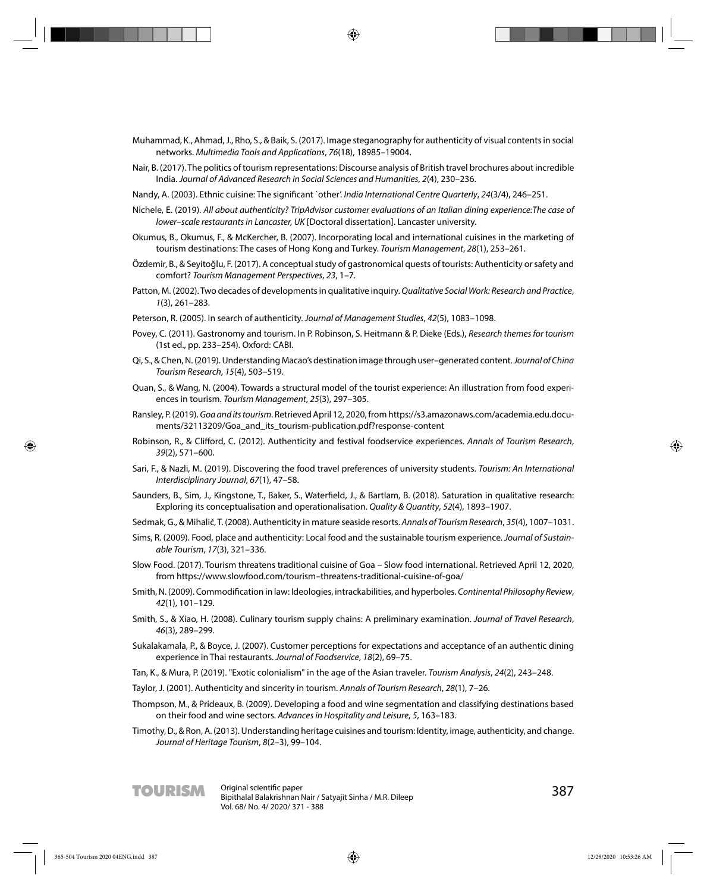Muhammad, K., Ahmad, J., Rho, S., & Baik, S. (2017). Image steganography for authenticity of visual contents in social networks. *Multimedia Tools and Applications*, *76*(18), 18985–19004.

Nair, B. (2017). The politics of tourism representations: Discourse analysis of British travel brochures about incredible India. *Journal of Advanced Research in Social Sciences and Humanities*, *2*(4), 230–236.

Nandy, A. (2003). Ethnic cuisine: The significant `other'. *India International Centre Quarterly*, *24*(3/4), 246–251.

Nichele, E. (2019). *All about authenticity? TripAdvisor customer evaluations of an Italian dining experience:The case of lower–scale restaurants in Lancaster, UK* [Doctoral dissertation]. Lancaster university.

Okumus, B., Okumus, F., & McKercher, B. (2007). Incorporating local and international cuisines in the marketing of tourism destinations: The cases of Hong Kong and Turkey. *Tourism Management*, *28*(1), 253–261.

Özdemir, B., & Seyitoğlu, F. (2017). A conceptual study of gastronomical quests of tourists: Authenticity or safety and comfort? *Tourism Management Perspectives*, *23*, 1–7.

Patton, M. (2002). Two decades of developments in qualitative inquiry. *Qualitative Social Work: Research and Practice*, *1*(3), 261–283.

Peterson, R. (2005). In search of authenticity. *Journal of Management Studies*, *42*(5), 1083–1098.

Povey, C. (2011). Gastronomy and tourism. In P. Robinson, S. Heitmann & P. Dieke (Eds.), *Research themes for tourism* (1st ed., pp. 233–254). Oxford: CABI.

Qi, S., & Chen, N. (2019). Understanding Macao's destination image through user–generated content. *Journal of China Tourism Research*, *15*(4), 503–519.

Quan, S., & Wang, N. (2004). Towards a structural model of the tourist experience: An illustration from food experiences in tourism. *Tourism Management*, *25*(3), 297–305.

Ransley, P. (2019). *Goa and its tourism*. Retrieved April 12, 2020, from https://s3.amazonaws.com/academia.edu.documents/32113209/Goa_and_its_tourism-publication.pdf?response-content

Robinson, R., & Clifford, C. (2012). Authenticity and festival foodservice experiences. *Annals of Tourism Research*, *39*(2), 571–600.

Sari, F., & Nazli, M. (2019). Discovering the food travel preferences of university students. *Tourism: An International Interdisciplinary Journal*, *67*(1), 47–58.

Saunders, B., Sim, J., Kingstone, T., Baker, S., Waterfield, J., & Bartlam, B. (2018). Saturation in qualitative research: Exploring its conceptualisation and operationalisation. *Quality & Quantity*, *52*(4), 1893–1907.

Sedmak, G., & Mihalič, T. (2008). Authenticity in mature seaside resorts. *Annals of Tourism Research*, *35*(4), 1007–1031.

Sims, R. (2009). Food, place and authenticity: Local food and the sustainable tourism experience. *Journal of Sustainable Tourism*, *17*(3), 321–336.

Slow Food. (2017). Tourism threatens traditional cuisine of Goa – Slow food international. Retrieved April 12, 2020, from https://www.slowfood.com/tourism–threatens-traditional-cuisine-of-goa/

Smith, N. (2009). Commodification in law: Ideologies, intrackabilities, and hyperboles. *Continental Philosophy Review*, *42*(1), 101–129.

Smith, S., & Xiao, H. (2008). Culinary tourism supply chains: A preliminary examination. *Journal of Travel Research*, *46*(3), 289–299.

Sukalakamala, P., & Boyce, J. (2007). Customer perceptions for expectations and acceptance of an authentic dining experience in Thai restaurants. *Journal of Foodservice*, *18*(2), 69–75.

Tan, K., & Mura, P. (2019). "Exotic colonialism" in the age of the Asian traveler. *Tourism Analysis*, *24*(2), 243–248.

Taylor, J. (2001). Authenticity and sincerity in tourism. *Annals of Tourism Research*, *28*(1), 7–26.

Thompson, M., & Prideaux, B. (2009). Developing a food and wine segmentation and classifying destinations based on their food and wine sectors. *Advances in Hospitality and Leisure*, *5*, 163–183.

Timothy, D., & Ron, A. (2013). Understanding heritage cuisines and tourism: Identity, image, authenticity, and change. *Journal of Heritage Tourism*, *8*(2–3), 99–104.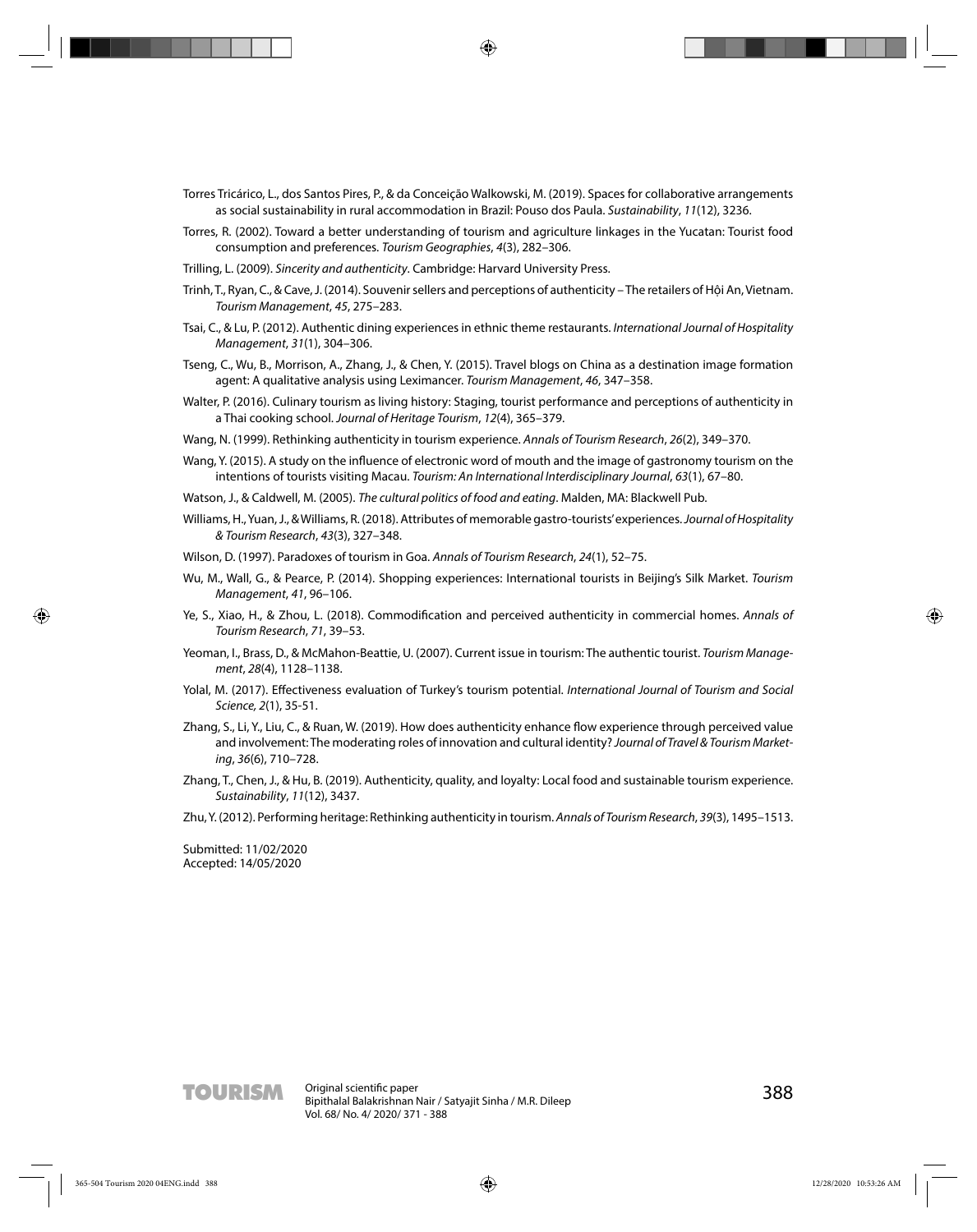Torres Tricárico, L., dos Santos Pires, P., & da Conceição Walkowski, M. (2019). Spaces for collaborative arrangements as social sustainability in rural accommodation in Brazil: Pouso dos Paula. *Sustainability*, *11*(12), 3236.

Torres, R. (2002). Toward a better understanding of tourism and agriculture linkages in the Yucatan: Tourist food consumption and preferences. *Tourism Geographies*, *4*(3), 282–306.

Trilling, L. (2009). *Sincerity and authenticity*. Cambridge: Harvard University Press.

Trinh, T., Ryan, C., & Cave, J. (2014). Souvenir sellers and perceptions of authenticity – The retailers of Hội An, Vietnam. *Tourism Management*, *45*, 275–283.

Tsai, C., & Lu, P. (2012). Authentic dining experiences in ethnic theme restaurants. *International Journal of Hospitality Management*, *31*(1), 304–306.

Tseng, C., Wu, B., Morrison, A., Zhang, J., & Chen, Y. (2015). Travel blogs on China as a destination image formation agent: A qualitative analysis using Leximancer. *Tourism Management*, *46*, 347–358.

Walter, P. (2016). Culinary tourism as living history: Staging, tourist performance and perceptions of authenticity in a Thai cooking school. *Journal of Heritage Tourism*, *12*(4), 365–379.

Wang, N. (1999). Rethinking authenticity in tourism experience. *Annals of Tourism Research*, *26*(2), 349–370.

Wang, Y. (2015). A study on the influence of electronic word of mouth and the image of gastronomy tourism on the intentions of tourists visiting Macau. *Tourism: An International Interdisciplinary Journal*, *63*(1), 67–80.

Watson, J., & Caldwell, M. (2005). *The cultural politics of food and eating*. Malden, MA: Blackwell Pub.

Williams, H., Yuan, J., & Williams, R. (2018). Attributes of memorable gastro-tourists' experiences. *Journal of Hospitality & Tourism Research*, *43*(3), 327–348.

Wilson, D. (1997). Paradoxes of tourism in Goa. *Annals of Tourism Research*, *24*(1), 52–75.

Wu, M., Wall, G., & Pearce, P. (2014). Shopping experiences: International tourists in Beijing's Silk Market. *Tourism Management*, *41*, 96–106.

Ye, S., Xiao, H., & Zhou, L. (2018). Commodification and perceived authenticity in commercial homes. *Annals of Tourism Research*, *71*, 39–53.

Yeoman, I., Brass, D., & McMahon-Beattie, U. (2007). Current issue in tourism: The authentic tourist. *Tourism Management*, *28*(4), 1128–1138.

Yolal, M. (2017). Effectiveness evaluation of Turkey's tourism potential. *International Journal of Tourism and Social Science, 2*(1), 35-51.

Zhang, S., Li, Y., Liu, C., & Ruan, W. (2019). How does authenticity enhance flow experience through perceived value and involvement: The moderating roles of innovation and cultural identity? *Journal of Travel & Tourism Marketing*, *36*(6), 710–728.

Zhang, T., Chen, J., & Hu, B. (2019). Authenticity, quality, and loyalty: Local food and sustainable tourism experience. *Sustainability*, *11*(12), 3437.

Zhu, Y. (2012). Performing heritage: Rethinking authenticity in tourism. *Annals of Tourism Research*, *39*(3), 1495–1513.

Submitted: 11/02/2020
Accepted: 14/05/2020